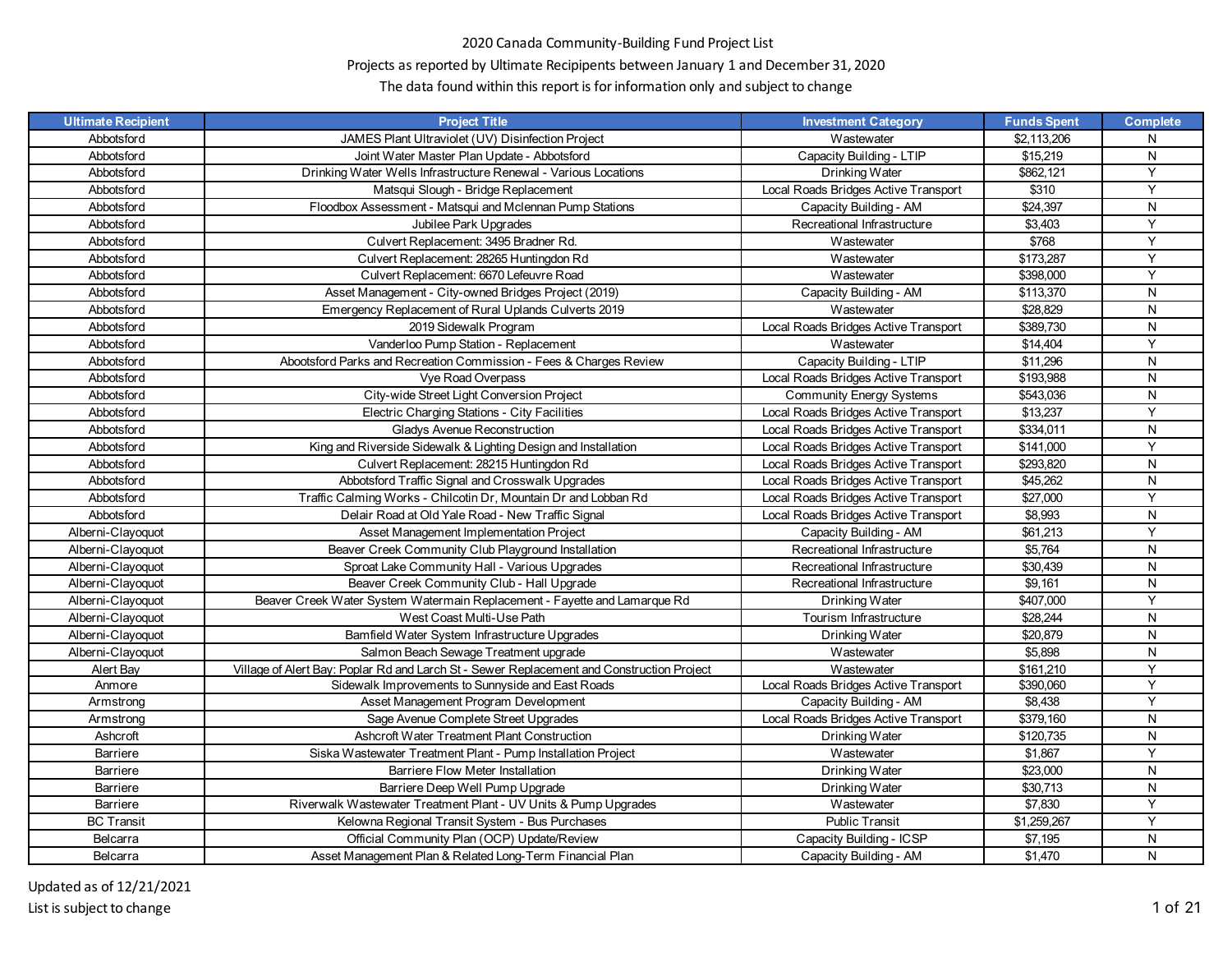2020 Canada Community-Building Fund Project List

Projects as reported by Ultimate Recipipents between January 1 and December 31, 2020

The data found within this report is for information only and subject to change

| Ultimate Recipient | Project Title | Investment Category | Funds Spent | Complete |
|---|---|---|---|---|
| Abbotsford | JAMES Plant Ultraviolet (UV) Disinfection Project | Wastewater | $2,113,206 | N |
| Abbotsford | Joint Water Master Plan Update - Abbotsford | Capacity Building - LTIP | $15,219 | N |
| Abbotsford | Drinking Water Wells Infrastructure Renewal - Various Locations | Drinking Water | $862,121 | Y |
| Abbotsford | Matsqui Slough - Bridge Replacement | Local Roads Bridges Active Transport | $310 | Y |
| Abbotsford | Floodbox Assessment - Matsqui and Mclennan Pump Stations | Capacity Building - AM | $24,397 | N |
| Abbotsford | Jubilee Park Upgrades | Recreational Infrastructure | $3,403 | Y |
| Abbotsford | Culvert Replacement: 3495 Bradner Rd. | Wastewater | $768 | Y |
| Abbotsford | Culvert Replacement: 28265 Huntingdon Rd | Wastewater | $173,287 | Y |
| Abbotsford | Culvert Replacement: 6670 Lefeuvre Road | Wastewater | $398,000 | Y |
| Abbotsford | Asset Management - City-owned Bridges Project (2019) | Capacity Building - AM | $113,370 | N |
| Abbotsford | Emergency Replacement of Rural Uplands Culverts 2019 | Wastewater | $28,829 | N |
| Abbotsford | 2019 Sidewalk Program | Local Roads Bridges Active Transport | $389,730 | N |
| Abbotsford | Vanderloo Pump Station - Replacement | Wastewater | $14,404 | Y |
| Abbotsford | Abootsford Parks and Recreation Commission - Fees & Charges Review | Capacity Building - LTIP | $11,296 | N |
| Abbotsford | Vye Road Overpass | Local Roads Bridges Active Transport | $193,988 | N |
| Abbotsford | City-wide Street Light Conversion Project | Community Energy Systems | $543,036 | N |
| Abbotsford | Electric Charging Stations - City Facilities | Local Roads Bridges Active Transport | $13,237 | Y |
| Abbotsford | Gladys Avenue Reconstruction | Local Roads Bridges Active Transport | $334,011 | N |
| Abbotsford | King and Riverside Sidewalk & Lighting Design and Installation | Local Roads Bridges Active Transport | $141,000 | Y |
| Abbotsford | Culvert Replacement: 28215 Huntingdon Rd | Local Roads Bridges Active Transport | $293,820 | N |
| Abbotsford | Abbotsford Traffic Signal and Crosswalk Upgrades | Local Roads Bridges Active Transport | $45,262 | N |
| Abbotsford | Traffic Calming Works - Chilcotin Dr, Mountain Dr and Lobban Rd | Local Roads Bridges Active Transport | $27,000 | Y |
| Abbotsford | Delair Road at Old Yale Road - New Traffic Signal | Local Roads Bridges Active Transport | $8,993 | N |
| Alberni-Clayoquot | Asset Management Implementation Project | Capacity Building - AM | $61,213 | Y |
| Alberni-Clayoquot | Beaver Creek Community Club Playground Installation | Recreational Infrastructure | $5,764 | N |
| Alberni-Clayoquot | Sproat Lake Community Hall - Various Upgrades | Recreational Infrastructure | $30,439 | N |
| Alberni-Clayoquot | Beaver Creek Community Club - Hall Upgrade | Recreational Infrastructure | $9,161 | N |
| Alberni-Clayoquot | Beaver Creek Water System Watermain Replacement - Fayette and Lamarque Rd | Drinking Water | $407,000 | Y |
| Alberni-Clayoquot | West Coast Multi-Use Path | Tourism Infrastructure | $28,244 | N |
| Alberni-Clayoquot | Bamfield Water System Infrastructure Upgrades | Drinking Water | $20,879 | N |
| Alberni-Clayoquot | Salmon Beach Sewage Treatment upgrade | Wastewater | $5,898 | N |
| Alert Bay | Village of Alert Bay: Poplar Rd and Larch St - Sewer Replacement and Construction Project | Wastewater | $161,210 | Y |
| Anmore | Sidewalk Improvements to Sunnyside and East Roads | Local Roads Bridges Active Transport | $390,060 | Y |
| Armstrong | Asset Management Program Development | Capacity Building - AM | $8,438 | Y |
| Armstrong | Sage Avenue Complete Street Upgrades | Local Roads Bridges Active Transport | $379,160 | N |
| Ashcroft | Ashcroft Water Treatment Plant Construction | Drinking Water | $120,735 | N |
| Barriere | Siska Wastewater Treatment Plant - Pump Installation Project | Wastewater | $1,867 | Y |
| Barriere | Barriere Flow Meter Installation | Drinking Water | $23,000 | N |
| Barriere | Barriere Deep Well Pump Upgrade | Drinking Water | $30,713 | N |
| Barriere | Riverwalk Wastewater Treatment Plant - UV Units & Pump Upgrades | Wastewater | $7,830 | Y |
| BC Transit | Kelowna Regional Transit System - Bus Purchases | Public Transit | $1,259,267 | Y |
| Belcarra | Official Community Plan (OCP) Update/Review | Capacity Building - ICSP | $7,195 | N |
| Belcarra | Asset Management Plan & Related Long-Term Financial Plan | Capacity Building - AM | $1,470 | N |

Updated as of 12/21/2021

List is subject to change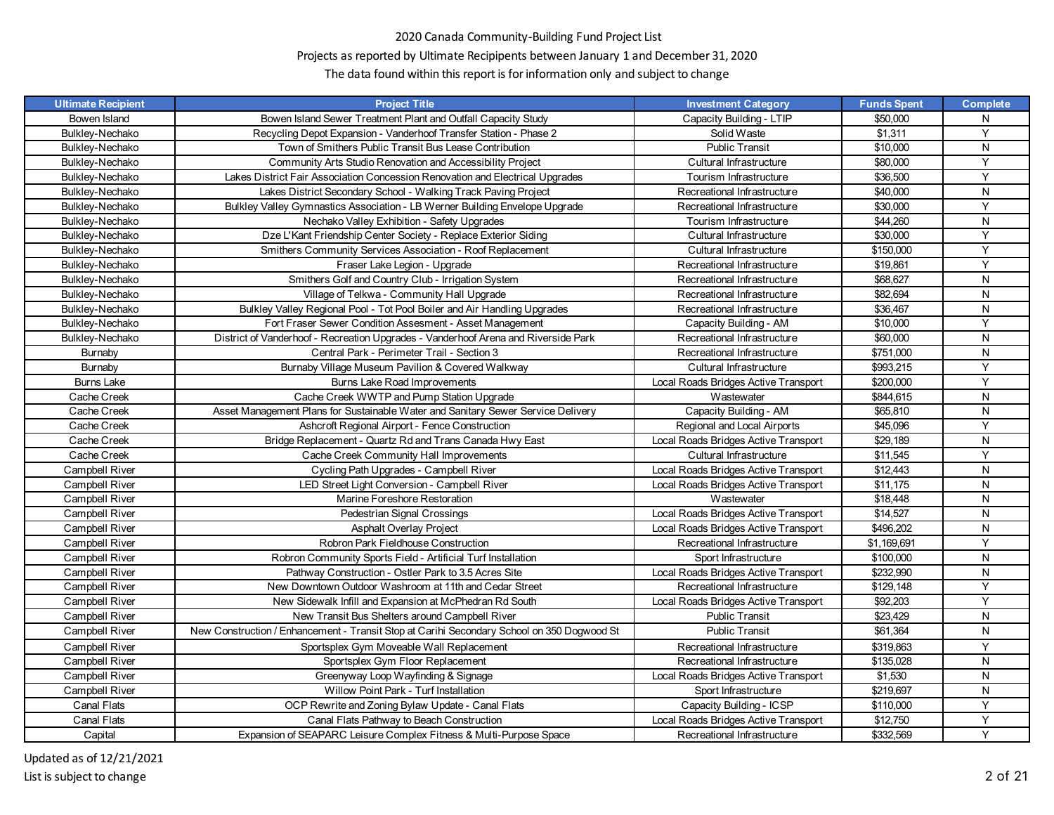2020 Canada Community-Building Fund Project List

Projects as reported by Ultimate Recipients between January 1 and December 31, 2020

The data found within this report is for information only and subject to change

| Ultimate Recipient | Project Title | Investment Category | Funds Spent | Complete |
|---|---|---|---|---|
| Bowen Island | Bowen Island Sewer Treatment Plant and Outfall Capacity Study | Capacity Building - LTIP | $50,000 | N |
| Bulkley-Nechako | Recycling Depot Expansion - Vanderhoof Transfer Station - Phase 2 | Solid Waste | $1,311 | Y |
| Bulkley-Nechako | Town of Smithers Public Transit Bus Lease Contribution | Public Transit | $10,000 | N |
| Bulkley-Nechako | Community Arts Studio Renovation and Accessibility Project | Cultural Infrastructure | $80,000 | Y |
| Bulkley-Nechako | Lakes District Fair Association Concession Renovation and Electrical Upgrades | Tourism Infrastructure | $36,500 | Y |
| Bulkley-Nechako | Lakes District Secondary School - Walking Track Paving Project | Recreational Infrastructure | $40,000 | N |
| Bulkley-Nechako | Bulkley Valley Gymnastics Association - LB Werner Building Envelope Upgrade | Recreational Infrastructure | $30,000 | Y |
| Bulkley-Nechako | Nechako Valley Exhibition - Safety Upgrades | Tourism Infrastructure | $44,260 | N |
| Bulkley-Nechako | Dze L'Kant Friendship Center Society - Replace Exterior Siding | Cultural Infrastructure | $30,000 | Y |
| Bulkley-Nechako | Smithers Community Services Association - Roof Replacement | Cultural Infrastructure | $150,000 | Y |
| Bulkley-Nechako | Fraser Lake Legion - Upgrade | Recreational Infrastructure | $19,861 | Y |
| Bulkley-Nechako | Smithers Golf and Country Club - Irrigation System | Recreational Infrastructure | $68,627 | N |
| Bulkley-Nechako | Village of Telkwa - Community Hall Upgrade | Recreational Infrastructure | $82,694 | N |
| Bulkley-Nechako | Bulkley Valley Regional Pool - Tot Pool Boiler and Air Handling Upgrades | Recreational Infrastructure | $36,467 | N |
| Bulkley-Nechako | Fort Fraser Sewer Condition Assesment - Asset Management | Capacity Building - AM | $10,000 | Y |
| Bulkley-Nechako | District of Vanderhoof - Recreation Upgrades - Vanderhoof Arena and Riverside Park | Recreational Infrastructure | $60,000 | N |
| Burnaby | Central Park - Perimeter Trail - Section 3 | Recreational Infrastructure | $751,000 | N |
| Burnaby | Burnaby Village Museum Pavilion & Covered Walkway | Cultural Infrastructure | $993,215 | Y |
| Burns Lake | Burns Lake Road Improvements | Local Roads Bridges Active Transport | $200,000 | Y |
| Cache Creek | Cache Creek WWTP and Pump Station Upgrade | Wastewater | $844,615 | N |
| Cache Creek | Asset Management Plans for Sustainable Water and Sanitary Sewer Service Delivery | Capacity Building - AM | $65,810 | N |
| Cache Creek | Ashcroft Regional Airport - Fence Construction | Regional and Local Airports | $45,096 | Y |
| Cache Creek | Bridge Replacement - Quartz Rd and Trans Canada Hwy East | Local Roads Bridges Active Transport | $29,189 | N |
| Cache Creek | Cache Creek Community Hall Improvements | Cultural Infrastructure | $11,545 | Y |
| Campbell River | Cycling Path Upgrades - Campbell River | Local Roads Bridges Active Transport | $12,443 | N |
| Campbell River | LED Street Light Conversion - Campbell River | Local Roads Bridges Active Transport | $11,175 | N |
| Campbell River | Marine Foreshore Restoration | Wastewater | $18,448 | N |
| Campbell River | Pedestrian Signal Crossings | Local Roads Bridges Active Transport | $14,527 | N |
| Campbell River | Asphalt Overlay Project | Local Roads Bridges Active Transport | $496,202 | N |
| Campbell River | Robron Park Fieldhouse Construction | Recreational Infrastructure | $1,169,691 | Y |
| Campbell River | Robron Community Sports Field - Artificial Turf Installation | Sport Infrastructure | $100,000 | N |
| Campbell River | Pathway Construction - Ostler Park to 3.5 Acres Site | Local Roads Bridges Active Transport | $232,990 | N |
| Campbell River | New Downtown Outdoor Washroom at 11th and Cedar Street | Recreational Infrastructure | $129,148 | Y |
| Campbell River | New Sidewalk Infill and Expansion at McPhedran Rd South | Local Roads Bridges Active Transport | $92,203 | Y |
| Campbell River | New Transit Bus Shelters around Campbell River | Public Transit | $23,429 | N |
| Campbell River | New Construction / Enhancement - Transit Stop at Carihi Secondary School on 350 Dogwood St | Public Transit | $61,364 | N |
| Campbell River | Sportsplex Gym Moveable Wall Replacement | Recreational Infrastructure | $319,863 | Y |
| Campbell River | Sportsplex Gym Floor Replacement | Recreational Infrastructure | $135,028 | N |
| Campbell River | Greenyway Loop Wayfinding & Signage | Local Roads Bridges Active Transport | $1,530 | N |
| Campbell River | Willow Point Park - Turf Installation | Sport Infrastructure | $219,697 | N |
| Canal Flats | OCP Rewrite and Zoning Bylaw Update - Canal Flats | Capacity Building - ICSP | $110,000 | Y |
| Canal Flats | Canal Flats Pathway to Beach Construction | Local Roads Bridges Active Transport | $12,750 | Y |
| Capital | Expansion of SEAPARC Leisure Complex Fitness & Multi-Purpose Space | Recreational Infrastructure | $332,569 | Y |

Updated as of 12/21/2021

List is subject to change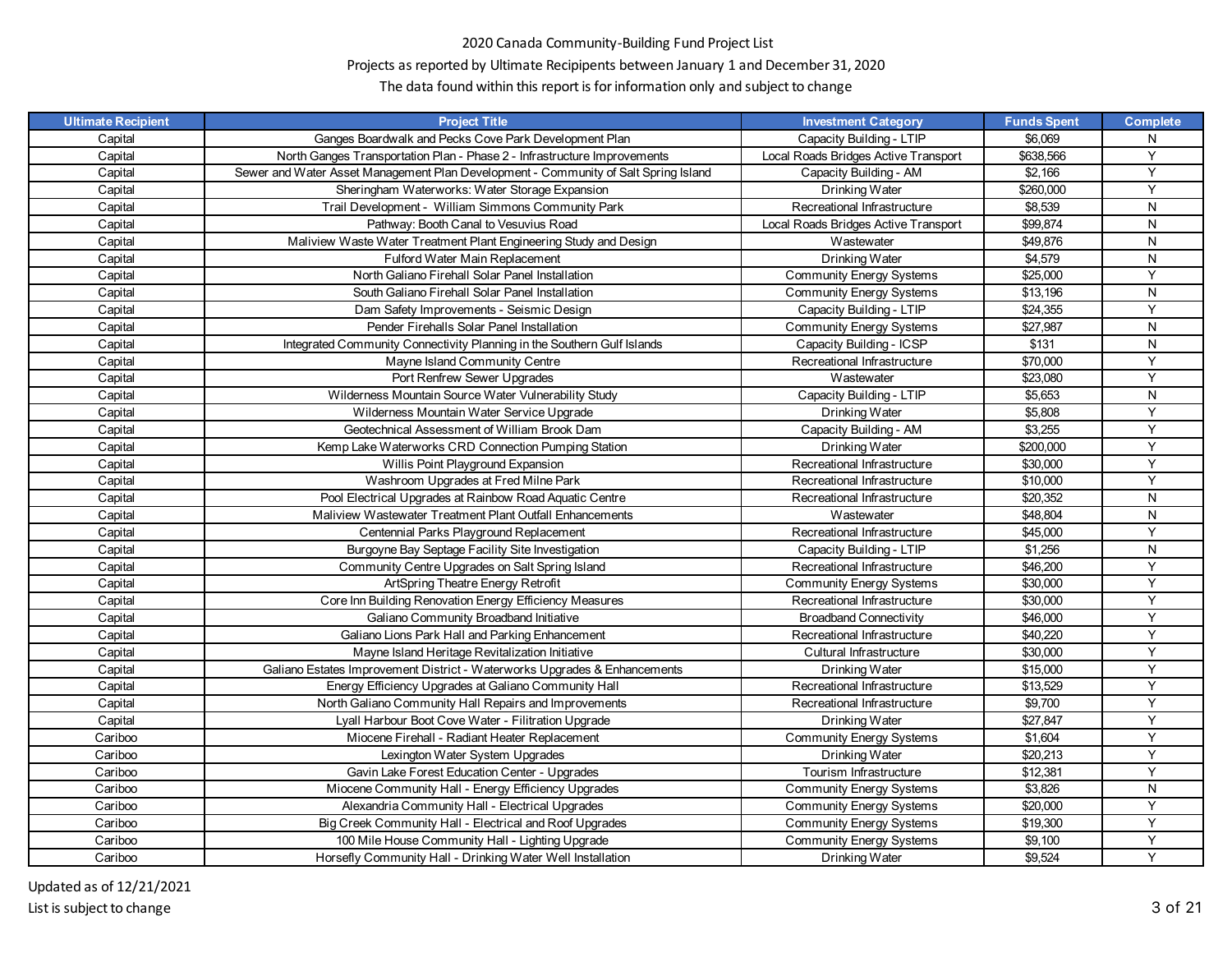# 2020 Canada Community-Building Fund Project List

Projects as reported by Ultimate Recipients between January 1 and December 31, 2020

The data found within this report is for information only and subject to change

| Ultimate Recipient | Project Title | Investment Category | Funds Spent | Complete |
|---|---|---|---|---|
| Capital | Ganges Boardwalk and Pecks Cove Park Development Plan | Capacity Building - LTIP | $6,069 | N |
| Capital | North Ganges Transportation Plan - Phase 2 - Infrastructure Improvements | Local Roads Bridges Active Transport | $638,566 | Y |
| Capital | Sewer and Water Asset Management Plan Development - Community of Salt Spring Island | Capacity Building - AM | $2,166 | Y |
| Capital | Sheringham Waterworks: Water Storage Expansion | Drinking Water | $260,000 | Y |
| Capital | Trail Development - William Simmons Community Park | Recreational Infrastructure | $8,539 | N |
| Capital | Pathway: Booth Canal to Vesuvius Road | Local Roads Bridges Active Transport | $99,874 | N |
| Capital | Maliview Waste Water Treatment Plant Engineering Study and Design | Wastewater | $49,876 | N |
| Capital | Fulford Water Main Replacement | Drinking Water | $4,579 | N |
| Capital | North Galiano Firehall Solar Panel Installation | Community Energy Systems | $25,000 | Y |
| Capital | South Galiano Firehall Solar Panel Installation | Community Energy Systems | $13,196 | N |
| Capital | Dam Safety Improvements - Seismic Design | Capacity Building - LTIP | $24,355 | Y |
| Capital | Pender Firehalls Solar Panel Installation | Community Energy Systems | $27,987 | N |
| Capital | Integrated Community Connectivity Planning in the Southern Gulf Islands | Capacity Building - ICSP | $131 | N |
| Capital | Mayne Island Community Centre | Recreational Infrastructure | $70,000 | Y |
| Capital | Port Renfrew Sewer Upgrades | Wastewater | $23,080 | Y |
| Capital | Wilderness Mountain Source Water Vulnerability Study | Capacity Building - LTIP | $5,653 | N |
| Capital | Wilderness Mountain Water Service Upgrade | Drinking Water | $5,808 | Y |
| Capital | Geotechnical Assessment of William Brook Dam | Capacity Building - AM | $3,255 | Y |
| Capital | Kemp Lake Waterworks CRD Connection Pumping Station | Drinking Water | $200,000 | Y |
| Capital | Willis Point Playground Expansion | Recreational Infrastructure | $30,000 | Y |
| Capital | Washroom Upgrades at Fred Milne Park | Recreational Infrastructure | $10,000 | Y |
| Capital | Pool Electrical Upgrades at Rainbow Road Aquatic Centre | Recreational Infrastructure | $20,352 | N |
| Capital | Maliview Wastewater Treatment Plant Outfall Enhancements | Wastewater | $48,804 | N |
| Capital | Centennial Parks Playground Replacement | Recreational Infrastructure | $45,000 | Y |
| Capital | Burgoyne Bay Septage Facility Site Investigation | Capacity Building - LTIP | $1,256 | N |
| Capital | Community Centre Upgrades on Salt Spring Island | Recreational Infrastructure | $46,200 | Y |
| Capital | ArtSpring Theatre Energy Retrofit | Community Energy Systems | $30,000 | Y |
| Capital | Core Inn Building Renovation Energy Efficiency Measures | Recreational Infrastructure | $30,000 | Y |
| Capital | Galiano Community Broadband Initiative | Broadband Connectivity | $46,000 | Y |
| Capital | Galiano Lions Park Hall and Parking Enhancement | Recreational Infrastructure | $40,220 | Y |
| Capital | Mayne Island Heritage Revitalization Initiative | Cultural Infrastructure | $30,000 | Y |
| Capital | Galiano Estates Improvement District - Waterworks Upgrades & Enhancements | Drinking Water | $15,000 | Y |
| Capital | Energy Efficiency Upgrades at Galiano Community Hall | Recreational Infrastructure | $13,529 | Y |
| Capital | North Galiano Community Hall Repairs and Improvements | Recreational Infrastructure | $9,700 | Y |
| Capital | Lyall Harbour Boot Cove Water - Filitration Upgrade | Drinking Water | $27,847 | Y |
| Cariboo | Miocene Firehall - Radiant Heater Replacement | Community Energy Systems | $1,604 | Y |
| Cariboo | Lexington Water System Upgrades | Drinking Water | $20,213 | Y |
| Cariboo | Gavin Lake Forest Education Center - Upgrades | Tourism Infrastructure | $12,381 | Y |
| Cariboo | Miocene Community Hall - Energy Efficiency Upgrades | Community Energy Systems | $3,826 | N |
| Cariboo | Alexandria Community Hall - Electrical Upgrades | Community Energy Systems | $20,000 | Y |
| Cariboo | Big Creek Community Hall - Electrical and Roof Upgrades | Community Energy Systems | $19,300 | Y |
| Cariboo | 100 Mile House Community Hall - Lighting Upgrade | Community Energy Systems | $9,100 | Y |
| Cariboo | Horsefly Community Hall - Drinking Water Well Installation | Drinking Water | $9,524 | Y |

Updated as of 12/21/2021

List is subject to change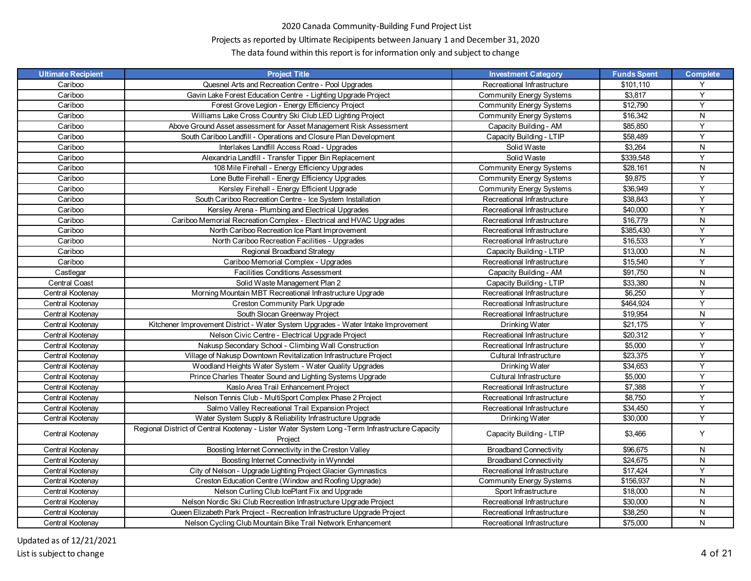2020 Canada Community-Building Fund Project List

Projects as reported by Ultimate Recipients between January 1 and December 31, 2020

The data found within this report is for information only and subject to change

| Ultimate Recipient | Project Title | Investment Category | Funds Spent | Complete |
|---|---|---|---|---|
| Cariboo | Quesnel Arts and Recreation Centre - Pool Upgrades | Recreational Infrastructure | $101,110 | Y |
| Cariboo | Gavin Lake Forest Education Centre - Lighting Upgrade Project | Community Energy Systems | $3,817 | Y |
| Cariboo | Forest Grove Legion - Energy Efficiency Project | Community Energy Systems | $12,790 | Y |
| Cariboo | Williams Lake Cross Country Ski Club LED Lighting Project | Community Energy Systems | $16,342 | N |
| Cariboo | Above Ground Asset assessment for Asset Management Risk Assessment | Capacity Building - AM | $85,850 | Y |
| Cariboo | South Cariboo Landfill - Operations and Closure Plan Development | Capacity Building - LTIP | $58,489 | Y |
| Cariboo | Interlakes Landfill Access Road - Upgrades | Solid Waste | $3,264 | N |
| Cariboo | Alexandria Landfill - Transfer Tipper Bin Replacement | Solid Waste | $339,548 | Y |
| Cariboo | 108 Mile Firehall - Energy Efficiency Upgrades | Community Energy Systems | $28,161 | N |
| Cariboo | Lone Butte Firehall - Energy Efficiency Upgrades | Community Energy Systems | $9,875 | Y |
| Cariboo | Kersley Firehall - Energy Efficient Upgrade | Community Energy Systems | $36,949 | Y |
| Cariboo | South Cariboo Recreation Centre - Ice System Installation | Recreational Infrastructure | $38,843 | Y |
| Cariboo | Kersley Arena - Plumbing and Electrical Upgrades | Recreational Infrastructure | $40,000 | Y |
| Cariboo | Cariboo Memorial Recreation Complex - Electrical and HVAC Upgrades | Recreational Infrastructure | $16,779 | N |
| Cariboo | North Cariboo Recreation Ice Plant Improvement | Recreational Infrastructure | $385,430 | Y |
| Cariboo | North Cariboo Recreation Facilities - Upgrades | Recreational Infrastructure | $16,533 | Y |
| Cariboo | Regional Broadband Strategy | Capacity Building - LTIP | $13,000 | N |
| Cariboo | Cariboo Memorial Complex - Upgrades | Recreational Infrastructure | $15,540 | Y |
| Castlegar | Facilities Conditions Assessment | Capacity Building - AM | $91,750 | N |
| Central Coast | Solid Waste Management Plan 2 | Capacity Building - LTIP | $33,380 | N |
| Central Kootenay | Morning Mountain MBT Recreational Infrastructure Upgrade | Recreational Infrastructure | $6,250 | Y |
| Central Kootenay | Creston Community Park Upgrade | Recreational Infrastructure | $464,924 | Y |
| Central Kootenay | South Slocan Greenway Project | Recreational Infrastructure | $19,954 | N |
| Central Kootenay | Kitchener Improvement District - Water System Upgrades - Water Intake Improvement | Drinking Water | $21,175 | Y |
| Central Kootenay | Nelson Civic Centre - Electrical Upgrade Project | Recreational Infrastructure | $20,312 | Y |
| Central Kootenay | Nakusp Secondary School - Climbing Wall Construction | Recreational Infrastructure | $5,000 | Y |
| Central Kootenay | Village of Nakusp Downtown Revitalization Infrastructure Project | Cultural Infrastructure | $23,375 | Y |
| Central Kootenay | Woodland Heights Water System - Water Quality Upgrades | Drinking Water | $34,653 | Y |
| Central Kootenay | Prince Charles Theater Sound and Lighting Systems Upgrade | Cultural Infrastructure | $5,000 | Y |
| Central Kootenay | Kaslo Area Trail Enhancement Project | Recreational Infrastructure | $7,388 | Y |
| Central Kootenay | Nelson Tennis Club - MultiSport Complex Phase 2 Project | Recreational Infrastructure | $8,750 | Y |
| Central Kootenay | Salmo Valley Recreational Trail Expansion Project | Recreational Infrastructure | $34,450 | Y |
| Central Kootenay | Water System Supply & Reliability Infrastructure Upgrade | Drinking Water | $30,000 | Y |
| Central Kootenay | Regional District of Central Kootenay - Lister Water System Long -Term Infrastructure Capacity Project | Capacity Building - LTIP | $3,466 | Y |
| Central Kootenay | Boosting Internet Connectivity in the Creston Valley | Broadband Connectivity | $96,675 | N |
| Central Kootenay | Boosting Internet Connectivity in Wynndel | Broadband Connectivity | $24,675 | N |
| Central Kootenay | City of Nelson - Upgrade Lighting Project Glacier Gymnastics | Recreational Infrastructure | $17,424 | Y |
| Central Kootenay | Creston Education Centre (Window and Roofing Upgrade) | Community Energy Systems | $156,937 | N |
| Central Kootenay | Nelson Curling Club IcePlant Fix and Upgrade | Sport Infrastructure | $18,000 | N |
| Central Kootenay | Nelson Nordic Ski Club Recreation Infrastructure Upgrade Project | Recreational Infrastructure | $30,000 | N |
| Central Kootenay | Queen Elizabeth Park Project - Recreation Infrastructure Upgrade Project | Recreational Infrastructure | $38,250 | N |
| Central Kootenay | Nelson Cycling Club Mountain Bike Trail Network Enhancement | Recreational Infrastructure | $75,000 | N |

Updated as of 12/21/2021

List is subject to change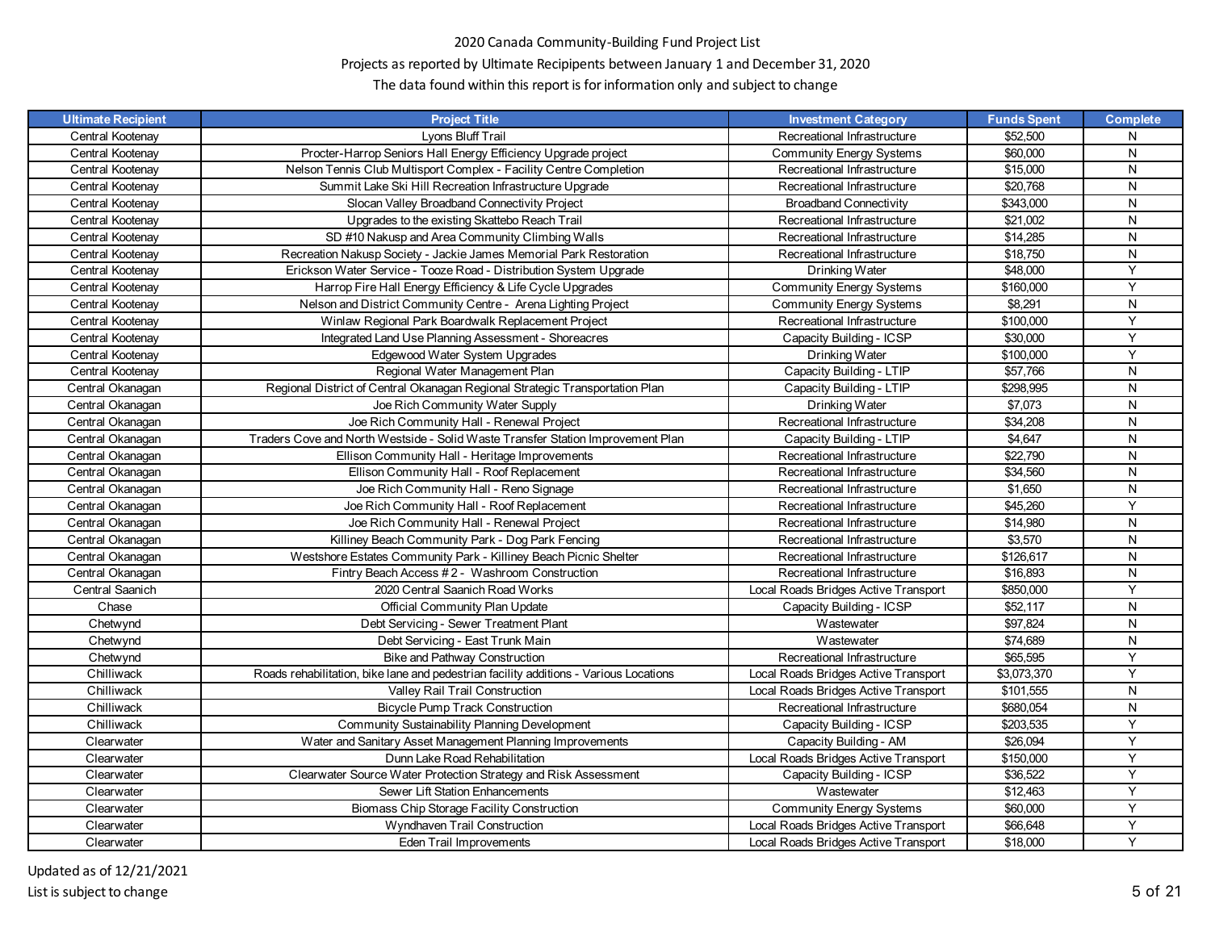2020 Canada Community-Building Fund Project List

Projects as reported by Ultimate Recipients between January 1 and December 31, 2020

The data found within this report is for information only and subject to change

| Ultimate Recipient | Project Title | Investment Category | Funds Spent | Complete |
|---|---|---|---|---|
| Central Kootenay | Lyons Bluff Trail | Recreational Infrastructure | $52,500 | N |
| Central Kootenay | Procter-Harrop Seniors Hall Energy Efficiency Upgrade project | Community Energy Systems | $60,000 | N |
| Central Kootenay | Nelson Tennis Club Multisport Complex - Facility Centre Completion | Recreational Infrastructure | $15,000 | N |
| Central Kootenay | Summit Lake Ski Hill Recreation Infrastructure Upgrade | Recreational Infrastructure | $20,768 | N |
| Central Kootenay | Slocan Valley Broadband Connectivity Project | Broadband Connectivity | $343,000 | N |
| Central Kootenay | Upgrades to the existing Skattebo Reach Trail | Recreational Infrastructure | $21,002 | N |
| Central Kootenay | SD #10 Nakusp and Area Community Climbing Walls | Recreational Infrastructure | $14,285 | N |
| Central Kootenay | Recreation Nakusp Society - Jackie James Memorial Park Restoration | Recreational Infrastructure | $18,750 | N |
| Central Kootenay | Erickson Water Service - Tooze Road - Distribution System Upgrade | Drinking Water | $48,000 | Y |
| Central Kootenay | Harrop Fire Hall Energy Efficiency & Life Cycle Upgrades | Community Energy Systems | $160,000 | Y |
| Central Kootenay | Nelson and District Community Centre - Arena Lighting Project | Community Energy Systems | $8,291 | N |
| Central Kootenay | Winlaw Regional Park Boardwalk Replacement Project | Recreational Infrastructure | $100,000 | Y |
| Central Kootenay | Integrated Land Use Planning Assessment - Shoreacres | Capacity Building - ICSP | $30,000 | Y |
| Central Kootenay | Edgewood Water System Upgrades | Drinking Water | $100,000 | Y |
| Central Kootenay | Regional Water Management Plan | Capacity Building - LTIP | $57,766 | N |
| Central Okanagan | Regional District of Central Okanagan Regional Strategic Transportation Plan | Capacity Building - LTIP | $298,995 | N |
| Central Okanagan | Joe Rich Community Water Supply | Drinking Water | $7,073 | N |
| Central Okanagan | Joe Rich Community Hall - Renewal Project | Recreational Infrastructure | $34,208 | N |
| Central Okanagan | Traders Cove and North Westside - Solid Waste Transfer Station Improvement Plan | Capacity Building - LTIP | $4,647 | N |
| Central Okanagan | Ellison Community Hall - Heritage Improvements | Recreational Infrastructure | $22,790 | N |
| Central Okanagan | Ellison Community Hall - Roof Replacement | Recreational Infrastructure | $34,560 | N |
| Central Okanagan | Joe Rich Community Hall - Reno Signage | Recreational Infrastructure | $1,650 | N |
| Central Okanagan | Joe Rich Community Hall - Roof Replacement | Recreational Infrastructure | $45,260 | Y |
| Central Okanagan | Joe Rich Community Hall - Renewal Project | Recreational Infrastructure | $14,980 | N |
| Central Okanagan | Killiney Beach Community Park - Dog Park Fencing | Recreational Infrastructure | $3,570 | N |
| Central Okanagan | Westshore Estates Community Park - Killiney Beach Picnic Shelter | Recreational Infrastructure | $126,617 | N |
| Central Okanagan | Fintry Beach Access # 2 - Washroom Construction | Recreational Infrastructure | $16,893 | N |
| Central Saanich | 2020 Central Saanich Road Works | Local Roads Bridges Active Transport | $850,000 | Y |
| Chase | Official Community Plan Update | Capacity Building - ICSP | $52,117 | N |
| Chetwynd | Debt Servicing - Sewer Treatment Plant | Wastewater | $97,824 | N |
| Chetwynd | Debt Servicing - East Trunk Main | Wastewater | $74,689 | N |
| Chetwynd | Bike and Pathway Construction | Recreational Infrastructure | $65,595 | Y |
| Chilliwack | Roads rehabilitation, bike lane and pedestrian facility additions - Various Locations | Local Roads Bridges Active Transport | $3,073,370 | Y |
| Chilliwack | Valley Rail Trail Construction | Local Roads Bridges Active Transport | $101,555 | N |
| Chilliwack | Bicycle Pump Track Construction | Recreational Infrastructure | $680,054 | N |
| Chilliwack | Community Sustainability Planning Development | Capacity Building - ICSP | $203,535 | Y |
| Clearwater | Water and Sanitary Asset Management Planning Improvements | Capacity Building - AM | $26,094 | Y |
| Clearwater | Dunn Lake Road Rehabilitation | Local Roads Bridges Active Transport | $150,000 | Y |
| Clearwater | Clearwater Source Water Protection Strategy and Risk Assessment | Capacity Building - ICSP | $36,522 | Y |
| Clearwater | Sewer Lift Station Enhancements | Wastewater | $12,463 | Y |
| Clearwater | Biomass Chip Storage Facility Construction | Community Energy Systems | $60,000 | Y |
| Clearwater | Wyndhaven Trail Construction | Local Roads Bridges Active Transport | $66,648 | Y |
| Clearwater | Eden Trail Improvements | Local Roads Bridges Active Transport | $18,000 | Y |

Updated as of 12/21/2021

List is subject to change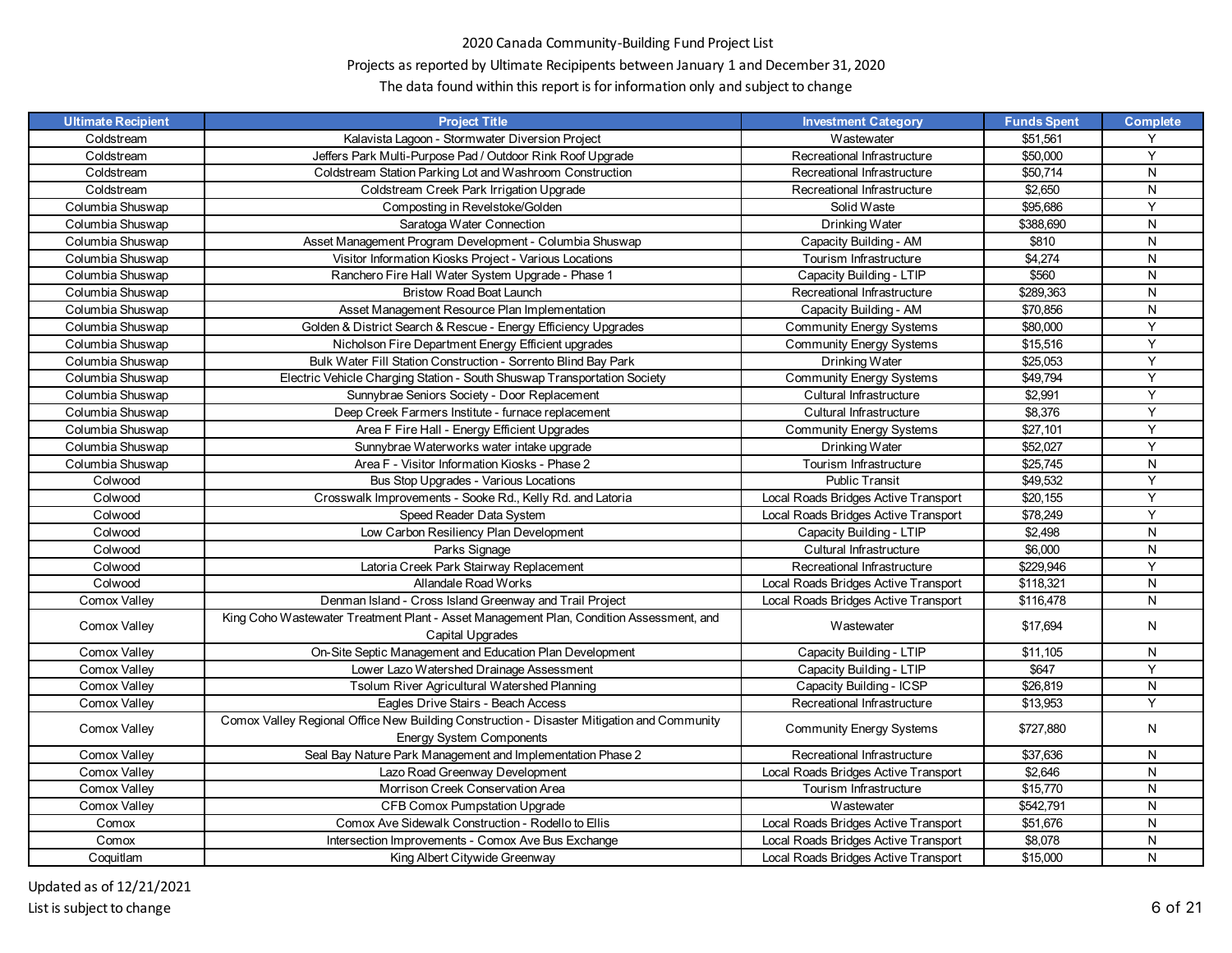2020 Canada Community-Building Fund Project List

Projects as reported by Ultimate Recipients between January 1 and December 31, 2020

The data found within this report is for information only and subject to change

| Ultimate Recipient | Project Title | Investment Category | Funds Spent | Complete |
|---|---|---|---|---|
| Coldstream | Kalavista Lagoon - Stormwater Diversion Project | Wastewater | $51,561 | Y |
| Coldstream | Jeffers Park Multi-Purpose Pad / Outdoor Rink Roof Upgrade | Recreational Infrastructure | $50,000 | Y |
| Coldstream | Coldstream Station Parking Lot and Washroom Construction | Recreational Infrastructure | $50,714 | N |
| Coldstream | Coldstream Creek Park Irrigation Upgrade | Recreational Infrastructure | $2,650 | N |
| Columbia Shuswap | Composting in Revelstoke/Golden | Solid Waste | $95,686 | Y |
| Columbia Shuswap | Saratoga Water Connection | Drinking Water | $388,690 | N |
| Columbia Shuswap | Asset Management Program Development - Columbia Shuswap | Capacity Building - AM | $810 | N |
| Columbia Shuswap | Visitor Information Kiosks Project - Various Locations | Tourism Infrastructure | $4,274 | N |
| Columbia Shuswap | Ranchero Fire Hall Water System Upgrade - Phase 1 | Capacity Building - LTIP | $560 | N |
| Columbia Shuswap | Bristow Road Boat Launch | Recreational Infrastructure | $289,363 | N |
| Columbia Shuswap | Asset Management Resource Plan Implementation | Capacity Building - AM | $70,856 | N |
| Columbia Shuswap | Golden & District Search & Rescue - Energy Efficiency Upgrades | Community Energy Systems | $80,000 | Y |
| Columbia Shuswap | Nicholson Fire Department Energy Efficient upgrades | Community Energy Systems | $15,516 | Y |
| Columbia Shuswap | Bulk Water Fill Station Construction - Sorrento Blind Bay Park | Drinking Water | $25,053 | Y |
| Columbia Shuswap | Electric Vehicle Charging Station - South Shuswap Transportation Society | Community Energy Systems | $49,794 | Y |
| Columbia Shuswap | Sunnybrae Seniors Society - Door Replacement | Cultural Infrastructure | $2,991 | Y |
| Columbia Shuswap | Deep Creek Farmers Institute - furnace replacement | Cultural Infrastructure | $8,376 | Y |
| Columbia Shuswap | Area F Fire Hall - Energy Efficient Upgrades | Community Energy Systems | $27,101 | Y |
| Columbia Shuswap | Sunnybrae Waterworks water intake upgrade | Drinking Water | $52,027 | Y |
| Columbia Shuswap | Area F - Visitor Information Kiosks - Phase 2 | Tourism Infrastructure | $25,745 | N |
| Colwood | Bus Stop Upgrades - Various Locations | Public Transit | $49,532 | Y |
| Colwood | Crosswalk Improvements - Sooke Rd., Kelly Rd. and Latoria | Local Roads Bridges Active Transport | $20,155 | Y |
| Colwood | Speed Reader Data System | Local Roads Bridges Active Transport | $78,249 | Y |
| Colwood | Low Carbon Resiliency Plan Development | Capacity Building - LTIP | $2,498 | N |
| Colwood | Parks Signage | Cultural Infrastructure | $6,000 | N |
| Colwood | Latoria Creek Park Stairway Replacement | Recreational Infrastructure | $229,946 | Y |
| Colwood | Allandale Road Works | Local Roads Bridges Active Transport | $118,321 | N |
| Comox Valley | Denman Island - Cross Island Greenway and Trail Project | Local Roads Bridges Active Transport | $116,478 | N |
| Comox Valley | King Coho Wastewater Treatment Plant - Asset Management Plan, Condition Assessment, and Capital Upgrades | Wastewater | $17,694 | N |
| Comox Valley | On-Site Septic Management and Education Plan Development | Capacity Building - LTIP | $11,105 | N |
| Comox Valley | Lower Lazo Watershed Drainage Assessment | Capacity Building - LTIP | $647 | Y |
| Comox Valley | Tsolum River Agricultural Watershed Planning | Capacity Building - ICSP | $26,819 | N |
| Comox Valley | Eagles Drive Stairs - Beach Access | Recreational Infrastructure | $13,953 | Y |
| Comox Valley | Comox Valley Regional Office New Building Construction - Disaster Mitigation and Community Energy System Components | Community Energy Systems | $727,880 | N |
| Comox Valley | Seal Bay Nature Park Management and Implementation Phase 2 | Recreational Infrastructure | $37,636 | N |
| Comox Valley | Lazo Road Greenway Development | Local Roads Bridges Active Transport | $2,646 | N |
| Comox Valley | Morrison Creek Conservation Area | Tourism Infrastructure | $15,770 | N |
| Comox Valley | CFB Comox Pumpstation Upgrade | Wastewater | $542,791 | N |
| Comox | Comox Ave Sidewalk Construction - Rodello to Ellis | Local Roads Bridges Active Transport | $51,676 | N |
| Comox | Intersection Improvements - Comox Ave Bus Exchange | Local Roads Bridges Active Transport | $8,078 | N |
| Coquitlam | King Albert Citywide Greenway | Local Roads Bridges Active Transport | $15,000 | N |

Updated as of 12/21/2021

List is subject to change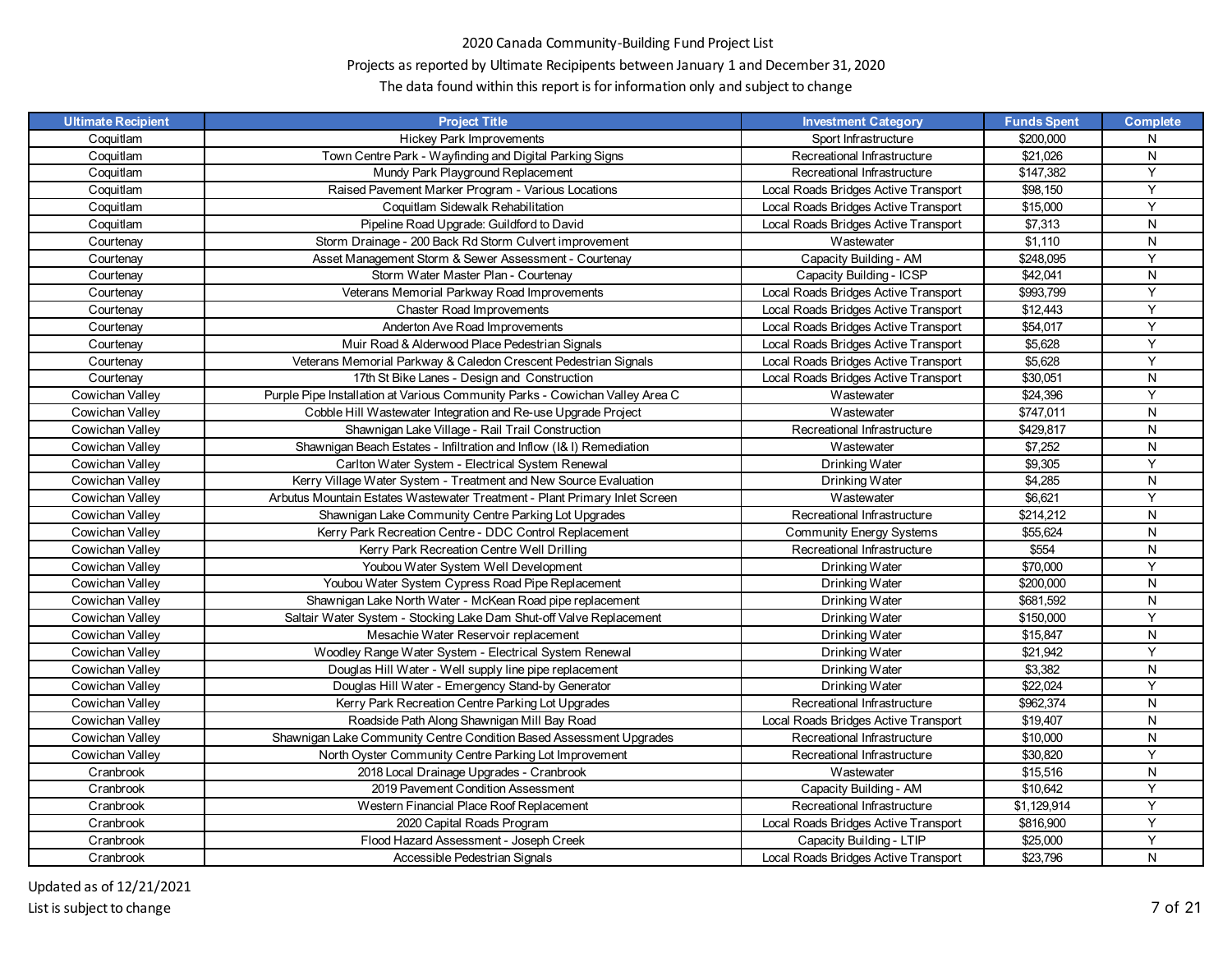2020 Canada Community-Building Fund Project List

Projects as reported by Ultimate Recipients between January 1 and December 31, 2020

The data found within this report is for information only and subject to change

| Ultimate Recipient | Project Title | Investment Category | Funds Spent | Complete |
|---|---|---|---|---|
| Coquitlam | Hickey Park Improvements | Sport Infrastructure | $200,000 | N |
| Coquitlam | Town Centre Park - Wayfinding and Digital Parking Signs | Recreational Infrastructure | $21,026 | N |
| Coquitlam | Mundy Park Playground Replacement | Recreational Infrastructure | $147,382 | Y |
| Coquitlam | Raised Pavement Marker Program - Various Locations | Local Roads Bridges Active Transport | $98,150 | Y |
| Coquitlam | Coquitlam Sidewalk Rehabilitation | Local Roads Bridges Active Transport | $15,000 | Y |
| Coquitlam | Pipeline Road Upgrade: Guildford to David | Local Roads Bridges Active Transport | $7,313 | N |
| Courtenay | Storm Drainage - 200 Back Rd Storm Culvert improvement | Wastewater | $1,110 | N |
| Courtenay | Asset Management Storm & Sewer Assessment - Courtenay | Capacity Building - AM | $248,095 | Y |
| Courtenay | Storm Water Master Plan - Courtenay | Capacity Building - ICSP | $42,041 | N |
| Courtenay | Veterans Memorial Parkway Road Improvements | Local Roads Bridges Active Transport | $993,799 | Y |
| Courtenay | Chaster Road Improvements | Local Roads Bridges Active Transport | $12,443 | Y |
| Courtenay | Anderton Ave Road Improvements | Local Roads Bridges Active Transport | $54,017 | Y |
| Courtenay | Muir Road & Alderwood Place Pedestrian Signals | Local Roads Bridges Active Transport | $5,628 | Y |
| Courtenay | Veterans Memorial Parkway & Caledon Crescent Pedestrian Signals | Local Roads Bridges Active Transport | $5,628 | Y |
| Courtenay | 17th St Bike Lanes - Design and Construction | Local Roads Bridges Active Transport | $30,051 | N |
| Cowichan Valley | Purple Pipe Installation at Various Community Parks - Cowichan Valley Area C | Wastewater | $24,396 | Y |
| Cowichan Valley | Cobble Hill Wastewater Integration and Re-use Upgrade Project | Wastewater | $747,011 | N |
| Cowichan Valley | Shawnigan Lake Village - Rail Trail Construction | Recreational Infrastructure | $429,817 | N |
| Cowichan Valley | Shawnigan Beach Estates - Infiltration and Inflow (I& I) Remediation | Wastewater | $7,252 | N |
| Cowichan Valley | Carlton Water System - Electrical System Renewal | Drinking Water | $9,305 | Y |
| Cowichan Valley | Kerry Village Water System - Treatment and New Source Evaluation | Drinking Water | $4,285 | N |
| Cowichan Valley | Arbutus Mountain Estates Wastewater Treatment - Plant Primary Inlet Screen | Wastewater | $6,621 | Y |
| Cowichan Valley | Shawnigan Lake Community Centre Parking Lot Upgrades | Recreational Infrastructure | $214,212 | N |
| Cowichan Valley | Kerry Park Recreation Centre - DDC Control Replacement | Community Energy Systems | $55,624 | N |
| Cowichan Valley | Kerry Park Recreation Centre Well Drilling | Recreational Infrastructure | $554 | N |
| Cowichan Valley | Youbou Water System Well Development | Drinking Water | $70,000 | Y |
| Cowichan Valley | Youbou Water System Cypress Road Pipe Replacement | Drinking Water | $200,000 | N |
| Cowichan Valley | Shawnigan Lake North Water - McKean Road pipe replacement | Drinking Water | $681,592 | N |
| Cowichan Valley | Saltair Water System - Stocking Lake Dam Shut-off Valve Replacement | Drinking Water | $150,000 | Y |
| Cowichan Valley | Mesachie Water Reservoir replacement | Drinking Water | $15,847 | N |
| Cowichan Valley | Woodley Range Water System - Electrical System Renewal | Drinking Water | $21,942 | Y |
| Cowichan Valley | Douglas Hill Water - Well supply line pipe replacement | Drinking Water | $3,382 | N |
| Cowichan Valley | Douglas Hill Water - Emergency Stand-by Generator | Drinking Water | $22,024 | Y |
| Cowichan Valley | Kerry Park Recreation Centre Parking Lot Upgrades | Recreational Infrastructure | $962,374 | N |
| Cowichan Valley | Roadside Path Along Shawnigan Mill Bay Road | Local Roads Bridges Active Transport | $19,407 | N |
| Cowichan Valley | Shawnigan Lake Community Centre Condition Based Assessment Upgrades | Recreational Infrastructure | $10,000 | N |
| Cowichan Valley | North Oyster Community Centre Parking Lot Improvement | Recreational Infrastructure | $30,820 | Y |
| Cranbrook | 2018 Local Drainage Upgrades - Cranbrook | Wastewater | $15,516 | N |
| Cranbrook | 2019 Pavement Condition Assessment | Capacity Building - AM | $10,642 | Y |
| Cranbrook | Western Financial Place Roof Replacement | Recreational Infrastructure | $1,129,914 | Y |
| Cranbrook | 2020 Capital Roads Program | Local Roads Bridges Active Transport | $816,900 | Y |
| Cranbrook | Flood Hazard Assessment - Joseph Creek | Capacity Building - LTIP | $25,000 | Y |
| Cranbrook | Accessible Pedestrian Signals | Local Roads Bridges Active Transport | $23,796 | N |

Updated as of 12/21/2021

List is subject to change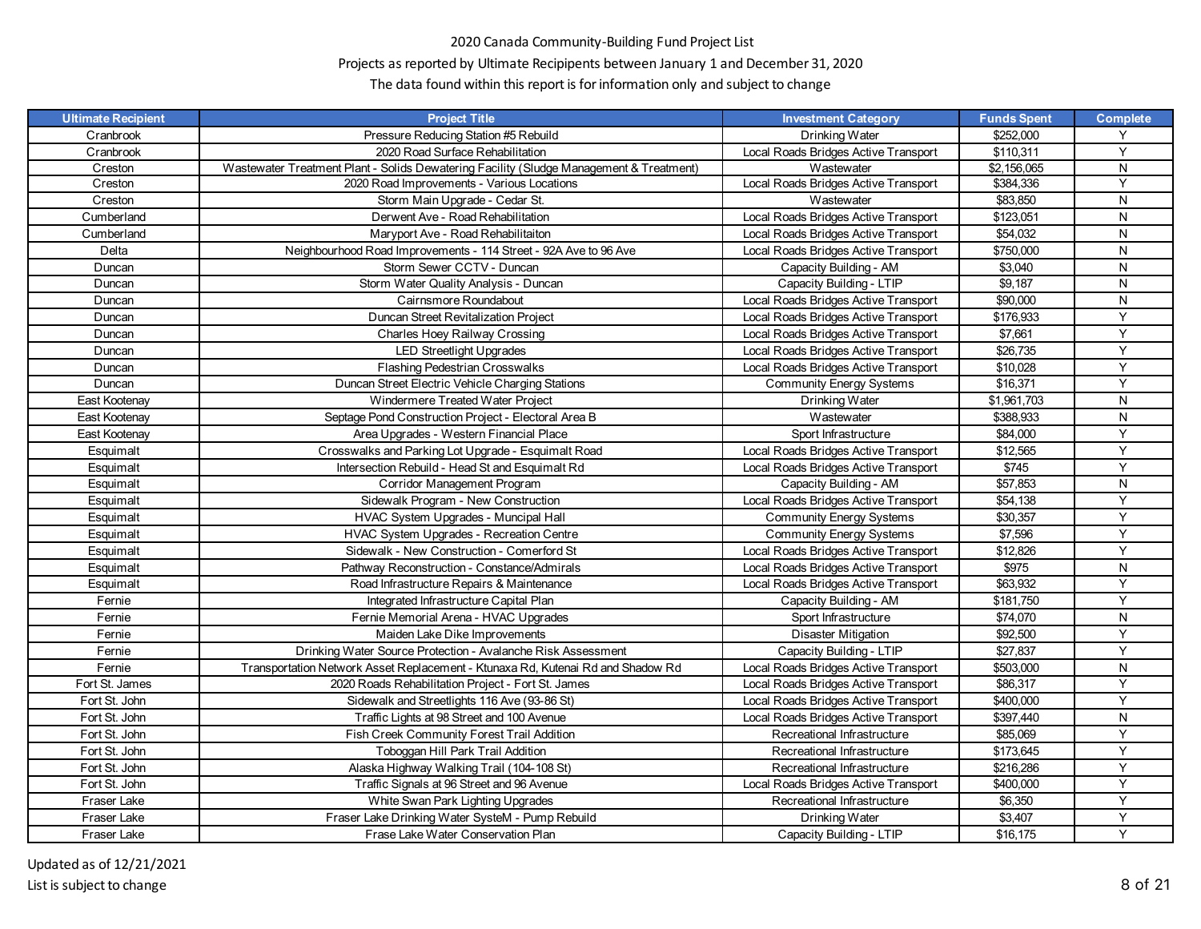2020 Canada Community-Building Fund Project List

Projects as reported by Ultimate Recipients between January 1 and December 31, 2020

The data found within this report is for information only and subject to change

| Ultimate Recipient | Project Title | Investment Category | Funds Spent | Complete |
|---|---|---|---|---|
| Cranbrook | Pressure Reducing Station #5 Rebuild | Drinking Water | $252,000 | Y |
| Cranbrook | 2020 Road Surface Rehabilitation | Local Roads Bridges Active Transport | $110,311 | Y |
| Creston | Wastewater Treatment Plant - Solids Dewatering Facility (Sludge Management & Treatment) | Wastewater | $2,156,065 | N |
| Creston | 2020 Road Improvements - Various Locations | Local Roads Bridges Active Transport | $384,336 | Y |
| Creston | Storm Main Upgrade - Cedar St. | Wastewater | $83,850 | N |
| Cumberland | Derwent Ave - Road Rehabilitation | Local Roads Bridges Active Transport | $123,051 | N |
| Cumberland | Maryport Ave - Road Rehabilitaiton | Local Roads Bridges Active Transport | $54,032 | N |
| Delta | Neighbourhood Road Improvements - 114 Street - 92A Ave to 96 Ave | Local Roads Bridges Active Transport | $750,000 | N |
| Duncan | Storm Sewer CCTV - Duncan | Capacity Building - AM | $3,040 | N |
| Duncan | Storm Water Quality Analysis - Duncan | Capacity Building - LTIP | $9,187 | N |
| Duncan | Cairnsmore Roundabout | Local Roads Bridges Active Transport | $90,000 | N |
| Duncan | Duncan Street Revitalization Project | Local Roads Bridges Active Transport | $176,933 | Y |
| Duncan | Charles Hoey Railway Crossing | Local Roads Bridges Active Transport | $7,661 | Y |
| Duncan | LED Streetlight Upgrades | Local Roads Bridges Active Transport | $26,735 | Y |
| Duncan | Flashing Pedestrian Crosswalks | Local Roads Bridges Active Transport | $10,028 | Y |
| Duncan | Duncan Street Electric Vehicle Charging Stations | Community Energy Systems | $16,371 | Y |
| East Kootenay | Windermere Treated Water Project | Drinking Water | $1,961,703 | N |
| East Kootenay | Septage Pond Construction Project - Electoral Area B | Wastewater | $388,933 | N |
| East Kootenay | Area Upgrades - Western Financial Place | Sport Infrastructure | $84,000 | Y |
| Esquimalt | Crosswalks and Parking Lot Upgrade - Esquimalt Road | Local Roads Bridges Active Transport | $12,565 | Y |
| Esquimalt | Intersection Rebuild - Head St and Esquimalt Rd | Local Roads Bridges Active Transport | $745 | Y |
| Esquimalt | Corridor Management Program | Capacity Building - AM | $57,853 | N |
| Esquimalt | Sidewalk Program - New Construction | Local Roads Bridges Active Transport | $54,138 | Y |
| Esquimalt | HVAC System Upgrades - Muncipal Hall | Community Energy Systems | $30,357 | Y |
| Esquimalt | HVAC System Upgrades - Recreation Centre | Community Energy Systems | $7,596 | Y |
| Esquimalt | Sidewalk - New Construction - Comerford St | Local Roads Bridges Active Transport | $12,826 | Y |
| Esquimalt | Pathway Reconstruction - Constance/Admirals | Local Roads Bridges Active Transport | $975 | N |
| Esquimalt | Road Infrastructure Repairs & Maintenance | Local Roads Bridges Active Transport | $63,932 | Y |
| Fernie | Integrated Infrastructure Capital Plan | Capacity Building - AM | $181,750 | Y |
| Fernie | Fernie Memorial Arena - HVAC Upgrades | Sport Infrastructure | $74,070 | N |
| Fernie | Maiden Lake Dike Improvements | Disaster Mitigation | $92,500 | Y |
| Fernie | Drinking Water Source Protection - Avalanche Risk Assessment | Capacity Building - LTIP | $27,837 | Y |
| Fernie | Transportation Network Asset Replacement - Ktunaxa Rd, Kutenai Rd and Shadow Rd | Local Roads Bridges Active Transport | $503,000 | N |
| Fort St. James | 2020 Roads Rehabilitation Project - Fort St. James | Local Roads Bridges Active Transport | $86,317 | Y |
| Fort St. John | Sidewalk and Streetlights 116 Ave (93-86 St) | Local Roads Bridges Active Transport | $400,000 | Y |
| Fort St. John | Traffic Lights at 98 Street and 100 Avenue | Local Roads Bridges Active Transport | $397,440 | N |
| Fort St. John | Fish Creek Community Forest Trail Addition | Recreational Infrastructure | $85,069 | Y |
| Fort St. John | Toboggan Hill Park Trail Addition | Recreational Infrastructure | $173,645 | Y |
| Fort St. John | Alaska Highway Walking Trail (104-108 St) | Recreational Infrastructure | $216,286 | Y |
| Fort St. John | Traffic Signals at 96 Street and 96 Avenue | Local Roads Bridges Active Transport | $400,000 | Y |
| Fraser Lake | White Swan Park Lighting Upgrades | Recreational Infrastructure | $6,350 | Y |
| Fraser Lake | Fraser Lake Drinking Water SysteM - Pump Rebuild | Drinking Water | $3,407 | Y |
| Fraser Lake | Frase Lake Water Conservation Plan | Capacity Building - LTIP | $16,175 | Y |

Updated as of 12/21/2021

List is subject to change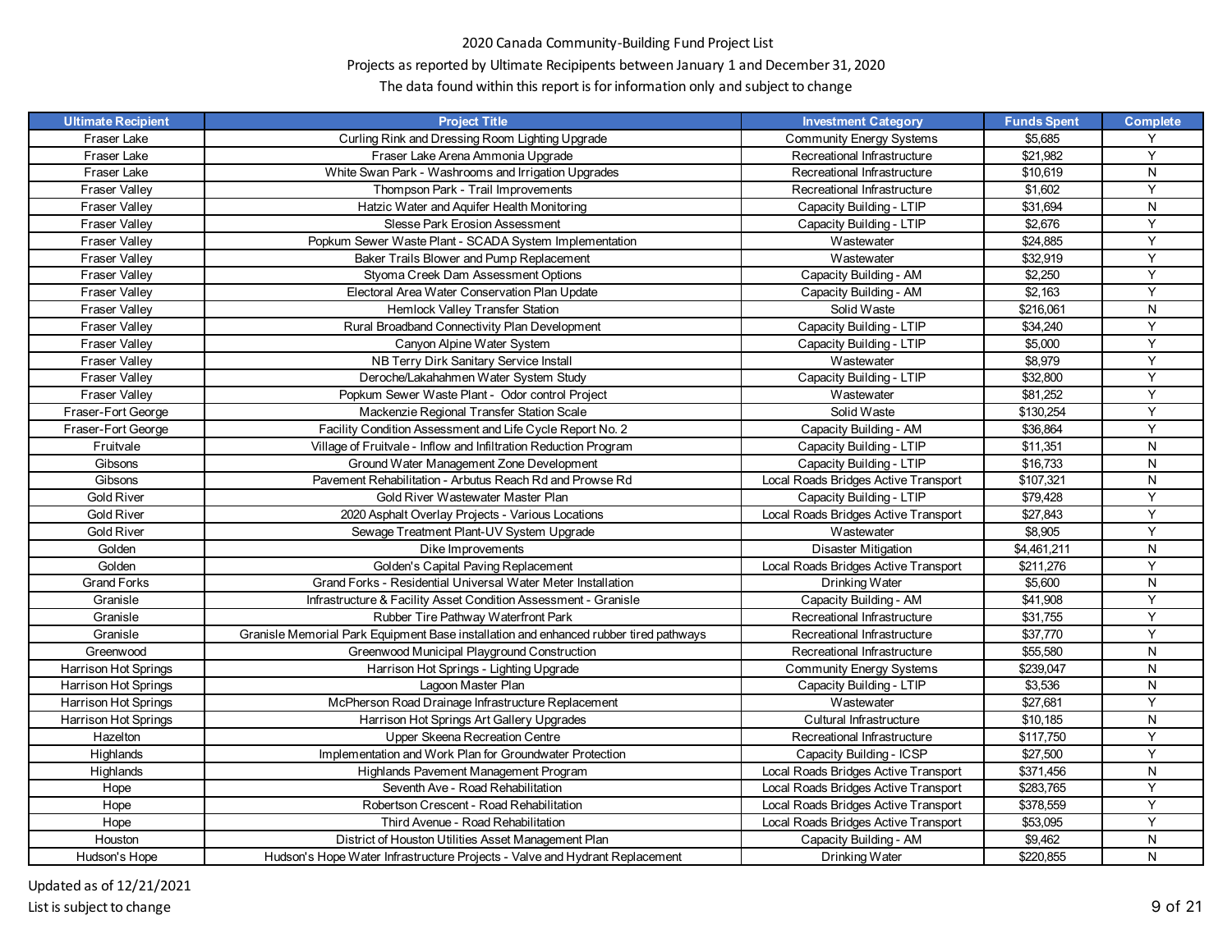2020 Canada Community-Building Fund Project List

Projects as reported by Ultimate Recipients between January 1 and December 31, 2020

The data found within this report is for information only and subject to change

| Ultimate Recipient | Project Title | Investment Category | Funds Spent | Complete |
|---|---|---|---|---|
| Fraser Lake | Curling Rink and Dressing Room Lighting Upgrade | Community Energy Systems | $5,685 | Y |
| Fraser Lake | Fraser Lake Arena Ammonia Upgrade | Recreational Infrastructure | $21,982 | Y |
| Fraser Lake | White Swan Park - Washrooms and Irrigation Upgrades | Recreational Infrastructure | $10,619 | N |
| Fraser Valley | Thompson Park - Trail Improvements | Recreational Infrastructure | $1,602 | Y |
| Fraser Valley | Hatzic Water and Aquifer Health Monitoring | Capacity Building - LTIP | $31,694 | N |
| Fraser Valley | Slesse Park Erosion Assessment | Capacity Building - LTIP | $2,676 | Y |
| Fraser Valley | Popkum Sewer Waste Plant - SCADA System Implementation | Wastewater | $24,885 | Y |
| Fraser Valley | Baker Trails Blower and Pump Replacement | Wastewater | $32,919 | Y |
| Fraser Valley | Styoma Creek Dam Assessment Options | Capacity Building - AM | $2,250 | Y |
| Fraser Valley | Electoral Area Water Conservation Plan Update | Capacity Building - AM | $2,163 | Y |
| Fraser Valley | Hemlock Valley Transfer Station | Solid Waste | $216,061 | N |
| Fraser Valley | Rural Broadband Connectivity Plan Development | Capacity Building - LTIP | $34,240 | Y |
| Fraser Valley | Canyon Alpine Water System | Capacity Building - LTIP | $5,000 | Y |
| Fraser Valley | NB Terry Dirk Sanitary Service Install | Wastewater | $8,979 | Y |
| Fraser Valley | Deroche/Lakahahmen Water System Study | Capacity Building - LTIP | $32,800 | Y |
| Fraser Valley | Popkum Sewer Waste Plant - Odor control Project | Wastewater | $81,252 | Y |
| Fraser-Fort George | Mackenzie Regional Transfer Station Scale | Solid Waste | $130,254 | Y |
| Fraser-Fort George | Facility Condition Assessment and Life Cycle Report No. 2 | Capacity Building - AM | $36,864 | Y |
| Fruitvale | Village of Fruitvale - Inflow and Infiltration Reduction Program | Capacity Building - LTIP | $11,351 | N |
| Gibsons | Ground Water Management Zone Development | Capacity Building - LTIP | $16,733 | N |
| Gibsons | Pavement Rehabilitation - Arbutus Reach Rd and Prowse Rd | Local Roads Bridges Active Transport | $107,321 | N |
| Gold River | Gold River Wastewater Master Plan | Capacity Building - LTIP | $79,428 | Y |
| Gold River | 2020 Asphalt Overlay Projects - Various Locations | Local Roads Bridges Active Transport | $27,843 | Y |
| Gold River | Sewage Treatment Plant-UV System Upgrade | Wastewater | $8,905 | Y |
| Golden | Dike Improvements | Disaster Mitigation | $4,461,211 | N |
| Golden | Golden's Capital Paving Replacement | Local Roads Bridges Active Transport | $211,276 | Y |
| Grand Forks | Grand Forks - Residential Universal Water Meter Installation | Drinking Water | $5,600 | N |
| Granisle | Infrastructure & Facility Asset Condition Assessment - Granisle | Capacity Building - AM | $41,908 | Y |
| Granisle | Rubber Tire Pathway Waterfront Park | Recreational Infrastructure | $31,755 | Y |
| Granisle | Granisle Memorial Park Equipment Base installation and enhanced rubber tired pathways | Recreational Infrastructure | $37,770 | Y |
| Greenwood | Greenwood Municipal Playground Construction | Recreational Infrastructure | $55,580 | N |
| Harrison Hot Springs | Harrison Hot Springs - Lighting Upgrade | Community Energy Systems | $239,047 | N |
| Harrison Hot Springs | Lagoon Master Plan | Capacity Building - LTIP | $3,536 | N |
| Harrison Hot Springs | McPherson Road Drainage Infrastructure Replacement | Wastewater | $27,681 | Y |
| Harrison Hot Springs | Harrison Hot Springs Art Gallery Upgrades | Cultural Infrastructure | $10,185 | N |
| Hazelton | Upper Skeena Recreation Centre | Recreational Infrastructure | $117,750 | Y |
| Highlands | Implementation and Work Plan for Groundwater Protection | Capacity Building - ICSP | $27,500 | Y |
| Highlands | Highlands Pavement Management Program | Local Roads Bridges Active Transport | $371,456 | N |
| Hope | Seventh Ave - Road Rehabilitation | Local Roads Bridges Active Transport | $283,765 | Y |
| Hope | Robertson Crescent - Road Rehabilitation | Local Roads Bridges Active Transport | $378,559 | Y |
| Hope | Third Avenue - Road Rehabilitation | Local Roads Bridges Active Transport | $53,095 | Y |
| Houston | District of Houston Utilities Asset Management Plan | Capacity Building - AM | $9,462 | N |
| Hudson's Hope | Hudson's Hope Water Infrastructure Projects - Valve and Hydrant Replacement | Drinking Water | $220,855 | N |

Updated as of 12/21/2021

List is subject to change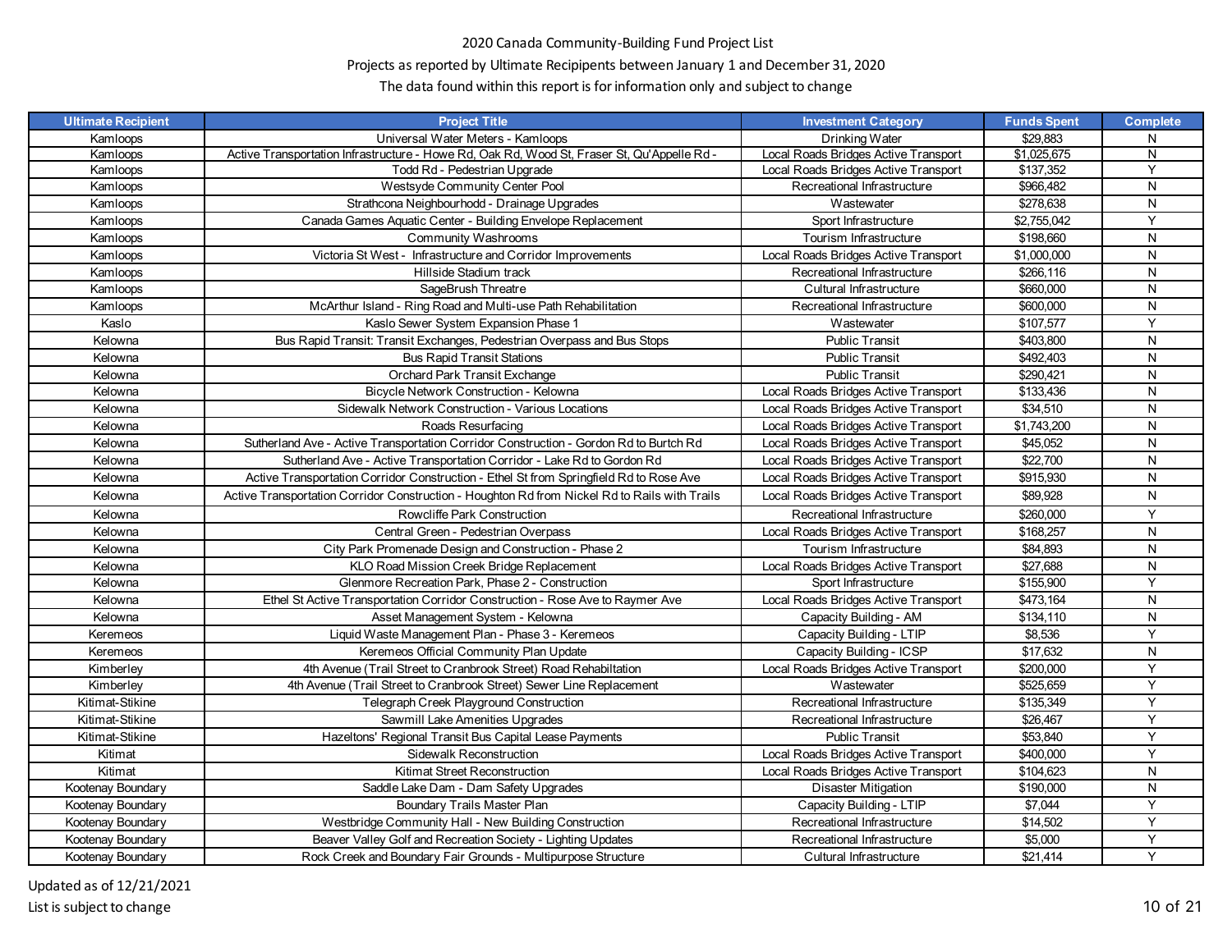2020 Canada Community-Building Fund Project List

Projects as reported by Ultimate Recipients between January 1 and December 31, 2020

The data found within this report is for information only and subject to change

| Ultimate Recipient | Project Title | Investment Category | Funds Spent | Complete |
|---|---|---|---|---|
| Kamloops | Universal Water Meters - Kamloops | Drinking Water | $29,883 | N |
| Kamloops | Active Transportation Infrastructure - Howe Rd, Oak Rd, Wood St, Fraser St, Qu'Appelle Rd - | Local Roads Bridges Active Transport | $1,025,675 | N |
| Kamloops | Todd Rd - Pedestrian Upgrade | Local Roads Bridges Active Transport | $137,352 | Y |
| Kamloops | Westsyde Community Center Pool | Recreational Infrastructure | $966,482 | N |
| Kamloops | Strathcona Neighbourhodd - Drainage Upgrades | Wastewater | $278,638 | N |
| Kamloops | Canada Games Aquatic Center - Building Envelope Replacement | Sport Infrastructure | $2,755,042 | Y |
| Kamloops | Community Washrooms | Tourism Infrastructure | $198,660 | N |
| Kamloops | Victoria St West - Infrastructure and Corridor Improvements | Local Roads Bridges Active Transport | $1,000,000 | N |
| Kamloops | Hillside Stadium track | Recreational Infrastructure | $266,116 | N |
| Kamloops | SageBrush Threatre | Cultural Infrastructure | $660,000 | N |
| Kamloops | McArthur Island - Ring Road and Multi-use Path Rehabilitation | Recreational Infrastructure | $600,000 | N |
| Kaslo | Kaslo Sewer System Expansion Phase 1 | Wastewater | $107,577 | Y |
| Kelowna | Bus Rapid Transit: Transit Exchanges, Pedestrian Overpass and Bus Stops | Public Transit | $403,800 | N |
| Kelowna | Bus Rapid Transit Stations | Public Transit | $492,403 | N |
| Kelowna | Orchard Park Transit Exchange | Public Transit | $290,421 | N |
| Kelowna | Bicycle Network Construction - Kelowna | Local Roads Bridges Active Transport | $133,436 | N |
| Kelowna | Sidewalk Network Construction - Various Locations | Local Roads Bridges Active Transport | $34,510 | N |
| Kelowna | Roads Resurfacing | Local Roads Bridges Active Transport | $1,743,200 | N |
| Kelowna | Sutherland Ave - Active Transportation Corridor Construction - Gordon Rd to Burtch Rd | Local Roads Bridges Active Transport | $45,052 | N |
| Kelowna | Sutherland Ave - Active Transportation Corridor - Lake Rd to Gordon Rd | Local Roads Bridges Active Transport | $22,700 | N |
| Kelowna | Active Transportation Corridor Construction - Ethel St from Springfield Rd to Rose Ave | Local Roads Bridges Active Transport | $915,930 | N |
| Kelowna | Active Transportation Corridor Construction - Houghton Rd from Nickel Rd to Rails with Trails | Local Roads Bridges Active Transport | $89,928 | N |
| Kelowna | Rowcliffe Park Construction | Recreational Infrastructure | $260,000 | Y |
| Kelowna | Central Green - Pedestrian Overpass | Local Roads Bridges Active Transport | $168,257 | N |
| Kelowna | City Park Promenade Design and Construction - Phase 2 | Tourism Infrastructure | $84,893 | N |
| Kelowna | KLO Road Mission Creek Bridge Replacement | Local Roads Bridges Active Transport | $27,688 | N |
| Kelowna | Glenmore Recreation Park, Phase 2 - Construction | Sport Infrastructure | $155,900 | Y |
| Kelowna | Ethel St Active Transportation Corridor Construction - Rose Ave to Raymer Ave | Local Roads Bridges Active Transport | $473,164 | N |
| Kelowna | Asset Management System - Kelowna | Capacity Building - AM | $134,110 | N |
| Keremeos | Liquid Waste Management Plan - Phase 3 - Keremeos | Capacity Building - LTIP | $8,536 | Y |
| Keremeos | Keremeos Official Community Plan Update | Capacity Building - ICSP | $17,632 | N |
| Kimberley | 4th Avenue (Trail Street to Cranbrook Street) Road Rehabiltation | Local Roads Bridges Active Transport | $200,000 | Y |
| Kimberley | 4th Avenue (Trail Street to Cranbrook Street) Sewer Line Replacement | Wastewater | $525,659 | Y |
| Kitimat-Stikine | Telegraph Creek Playground Construction | Recreational Infrastructure | $135,349 | Y |
| Kitimat-Stikine | Sawmill Lake Amenities Upgrades | Recreational Infrastructure | $26,467 | Y |
| Kitimat-Stikine | Hazeltons' Regional Transit Bus Capital Lease Payments | Public Transit | $53,840 | Y |
| Kitimat | Sidewalk Reconstruction | Local Roads Bridges Active Transport | $400,000 | Y |
| Kitimat | Kitimat Street Reconstruction | Local Roads Bridges Active Transport | $104,623 | N |
| Kootenay Boundary | Saddle Lake Dam - Dam Safety Upgrades | Disaster Mitigation | $190,000 | N |
| Kootenay Boundary | Boundary Trails Master Plan | Capacity Building - LTIP | $7,044 | Y |
| Kootenay Boundary | Westbridge Community Hall - New Building Construction | Recreational Infrastructure | $14,502 | Y |
| Kootenay Boundary | Beaver Valley Golf and Recreation Society - Lighting Updates | Recreational Infrastructure | $5,000 | Y |
| Kootenay Boundary | Rock Creek and Boundary Fair Grounds - Multipurpose Structure | Cultural Infrastructure | $21,414 | Y |

Updated as of 12/21/2021

List is subject to change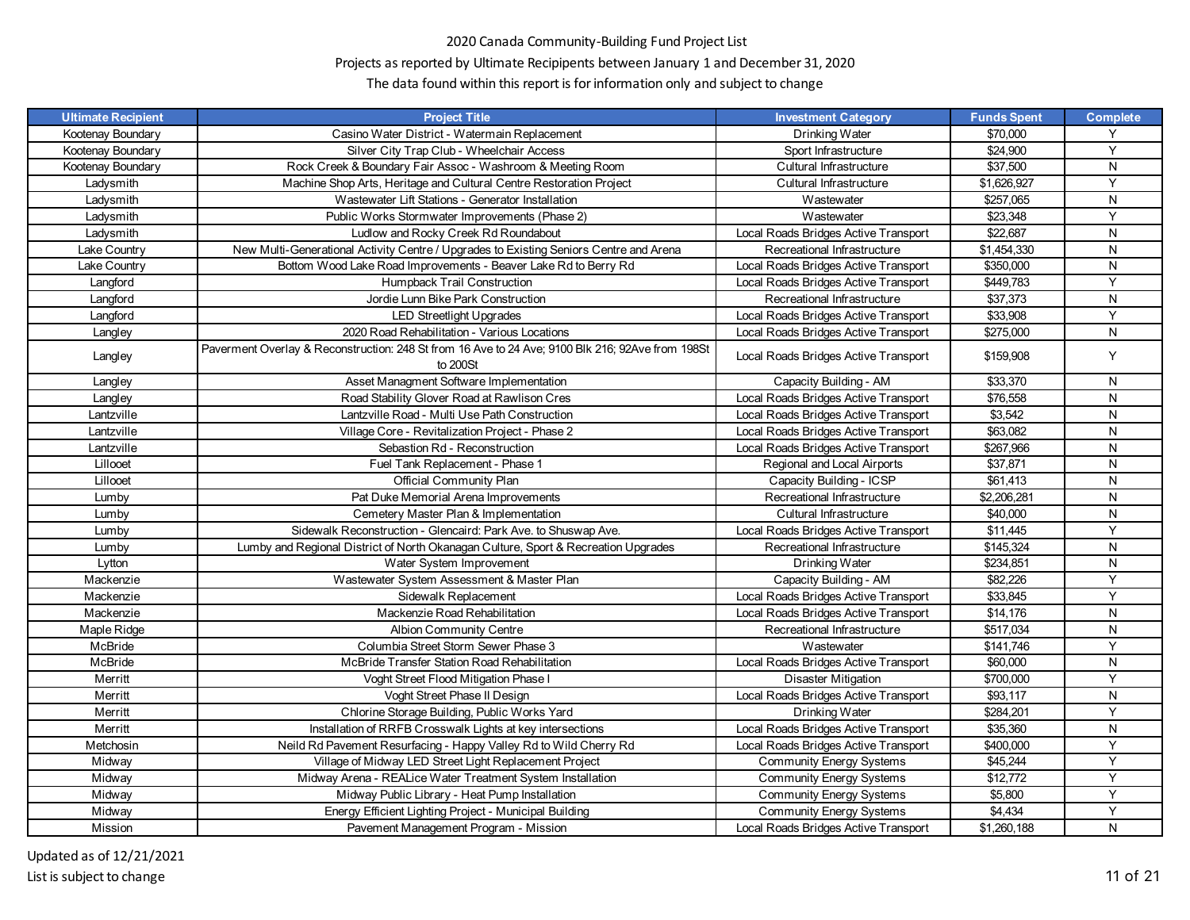2020 Canada Community-Building Fund Project List

Projects as reported by Ultimate Recipients between January 1 and December 31, 2020

The data found within this report is for information only and subject to change

| Ultimate Recipient | Project Title | Investment Category | Funds Spent | Complete |
|---|---|---|---|---|
| Kootenay Boundary | Casino Water District - Watermain Replacement | Drinking Water | $70,000 | Y |
| Kootenay Boundary | Silver City Trap Club - Wheelchair Access | Sport Infrastructure | $24,900 | Y |
| Kootenay Boundary | Rock Creek & Boundary Fair Assoc - Washroom & Meeting Room | Cultural Infrastructure | $37,500 | N |
| Ladysmith | Machine Shop Arts, Heritage and Cultural Centre Restoration Project | Cultural Infrastructure | $1,626,927 | Y |
| Ladysmith | Wastewater Lift Stations - Generator Installation | Wastewater | $257,065 | N |
| Ladysmith | Public Works Stormwater Improvements (Phase 2) | Wastewater | $23,348 | Y |
| Ladysmith | Ludlow and Rocky Creek Rd Roundabout | Local Roads Bridges Active Transport | $22,687 | N |
| Lake Country | New Multi-Generational Activity Centre / Upgrades to Existing Seniors Centre and Arena | Recreational Infrastructure | $1,454,330 | N |
| Lake Country | Bottom Wood Lake Road Improvements - Beaver Lake Rd to Berry Rd | Local Roads Bridges Active Transport | $350,000 | N |
| Langford | Humpback Trail Construction | Local Roads Bridges Active Transport | $449,783 | Y |
| Langford | Jordie Lunn Bike Park Construction | Recreational Infrastructure | $37,373 | N |
| Langford | LED Streetlight Upgrades | Local Roads Bridges Active Transport | $33,908 | Y |
| Langley | 2020 Road Rehabilitation - Various Locations | Local Roads Bridges Active Transport | $275,000 | N |
| Langley | Paverment Overlay & Reconstruction: 248 St from 16 Ave to 24 Ave; 9100 Blk 216; 92Ave from 198St to 200St | Local Roads Bridges Active Transport | $159,908 | Y |
| Langley | Asset Managment Software Implementation | Capacity Building - AM | $33,370 | N |
| Langley | Road Stability Glover Road at Rawlison Cres | Local Roads Bridges Active Transport | $76,558 | N |
| Lantzville | Lantzville Road - Multi Use Path Construction | Local Roads Bridges Active Transport | $3,542 | N |
| Lantzville | Village Core - Revitalization Project - Phase 2 | Local Roads Bridges Active Transport | $63,082 | N |
| Lantzville | Sebastion Rd - Reconstruction | Local Roads Bridges Active Transport | $267,966 | N |
| Lillooet | Fuel Tank Replacement - Phase 1 | Regional and Local Airports | $37,871 | N |
| Lillooet | Official Community Plan | Capacity Building - ICSP | $61,413 | N |
| Lumby | Pat Duke Memorial Arena Improvements | Recreational Infrastructure | $2,206,281 | N |
| Lumby | Cemetery Master Plan & Implementation | Cultural Infrastructure | $40,000 | N |
| Lumby | Sidewalk Reconstruction - Glencaird: Park Ave. to Shuswap Ave. | Local Roads Bridges Active Transport | $11,445 | Y |
| Lumby | Lumby and Regional District of North Okanagan Culture, Sport & Recreation Upgrades | Recreational Infrastructure | $145,324 | N |
| Lytton | Water System Improvement | Drinking Water | $234,851 | N |
| Mackenzie | Wastewater System Assessment & Master Plan | Capacity Building - AM | $82,226 | Y |
| Mackenzie | Sidewalk Replacement | Local Roads Bridges Active Transport | $33,845 | Y |
| Mackenzie | Mackenzie Road Rehabilitation | Local Roads Bridges Active Transport | $14,176 | N |
| Maple Ridge | Albion Community Centre | Recreational Infrastructure | $517,034 | N |
| McBride | Columbia Street Storm Sewer Phase 3 | Wastewater | $141,746 | Y |
| McBride | McBride Transfer Station Road Rehabilitation | Local Roads Bridges Active Transport | $60,000 | N |
| Merritt | Voght Street Flood Mitigation Phase I | Disaster Mitigation | $700,000 | Y |
| Merritt | Voght Street Phase II Design | Local Roads Bridges Active Transport | $93,117 | N |
| Merritt | Chlorine Storage Building, Public Works Yard | Drinking Water | $284,201 | Y |
| Merritt | Installation of RRFB Crosswalk Lights at key intersections | Local Roads Bridges Active Transport | $35,360 | N |
| Metchosin | Neild Rd Pavement Resurfacing - Happy Valley Rd to Wild Cherry Rd | Local Roads Bridges Active Transport | $400,000 | Y |
| Midway | Village of Midway LED Street Light Replacement Project | Community Energy Systems | $45,244 | Y |
| Midway | Midway Arena - REALice Water Treatment System Installation | Community Energy Systems | $12,772 | Y |
| Midway | Midway Public Library - Heat Pump Installation | Community Energy Systems | $5,800 | Y |
| Midway | Energy Efficient Lighting Project - Municipal Building | Community Energy Systems | $4,434 | Y |
| Mission | Pavement Management Program - Mission | Local Roads Bridges Active Transport | $1,260,188 | N |

Updated as of 12/21/2021

List is subject to change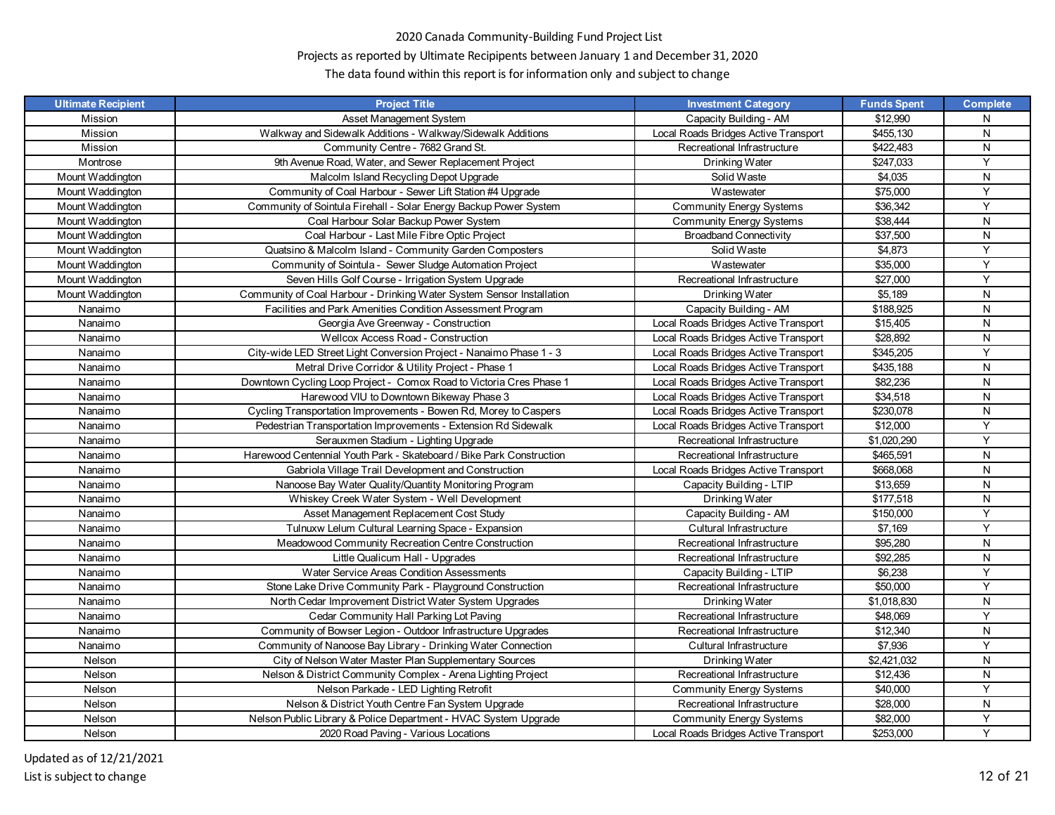2020 Canada Community-Building Fund Project List

Projects as reported by Ultimate Recipients between January 1 and December 31, 2020

The data found within this report is for information only and subject to change

| Ultimate Recipient | Project Title | Investment Category | Funds Spent | Complete |
|---|---|---|---|---|
| Mission | Asset Management System | Capacity Building - AM | $12,990 | N |
| Mission | Walkway and Sidewalk Additions - Walkway/Sidewalk Additions | Local Roads Bridges Active Transport | $455,130 | N |
| Mission | Community Centre - 7682 Grand St. | Recreational Infrastructure | $422,483 | N |
| Montrose | 9th Avenue Road, Water, and Sewer Replacement Project | Drinking Water | $247,033 | Y |
| Mount Waddington | Malcolm Island Recycling Depot Upgrade | Solid Waste | $4,035 | N |
| Mount Waddington | Community of Coal Harbour - Sewer Lift Station #4 Upgrade | Wastewater | $75,000 | Y |
| Mount Waddington | Community of Sointula Firehall - Solar Energy Backup Power System | Community Energy Systems | $36,342 | Y |
| Mount Waddington | Coal Harbour Solar Backup Power System | Community Energy Systems | $38,444 | N |
| Mount Waddington | Coal Harbour - Last Mile Fibre Optic Project | Broadband Connectivity | $37,500 | N |
| Mount Waddington | Quatsino & Malcolm Island - Community Garden Composters | Solid Waste | $4,873 | Y |
| Mount Waddington | Community of Sointula - Sewer Sludge Automation Project | Wastewater | $35,000 | Y |
| Mount Waddington | Seven Hills Golf Course - Irrigation System Upgrade | Recreational Infrastructure | $27,000 | Y |
| Mount Waddington | Community of Coal Harbour - Drinking Water System Sensor Installation | Drinking Water | $5,189 | N |
| Nanaimo | Facilities and Park Amenities Condition Assessment Program | Capacity Building - AM | $188,925 | N |
| Nanaimo | Georgia Ave Greenway - Construction | Local Roads Bridges Active Transport | $15,405 | N |
| Nanaimo | Wellcox Access Road - Construction | Local Roads Bridges Active Transport | $28,892 | N |
| Nanaimo | City-wide LED Street Light Conversion Project - Nanaimo Phase 1 - 3 | Local Roads Bridges Active Transport | $345,205 | Y |
| Nanaimo | Metral Drive Corridor & Utility Project - Phase 1 | Local Roads Bridges Active Transport | $435,188 | N |
| Nanaimo | Downtown Cycling Loop Project - Comox Road to Victoria Cres Phase 1 | Local Roads Bridges Active Transport | $82,236 | N |
| Nanaimo | Harewood VIU to Downtown Bikeway Phase 3 | Local Roads Bridges Active Transport | $34,518 | N |
| Nanaimo | Cycling Transportation Improvements - Bowen Rd, Morey to Caspers | Local Roads Bridges Active Transport | $230,078 | N |
| Nanaimo | Pedestrian Transportation Improvements - Extension Rd Sidewalk | Local Roads Bridges Active Transport | $12,000 | Y |
| Nanaimo | Serauxmen Stadium - Lighting Upgrade | Recreational Infrastructure | $1,020,290 | Y |
| Nanaimo | Harewood Centennial Youth Park - Skateboard / Bike Park Construction | Recreational Infrastructure | $465,591 | N |
| Nanaimo | Gabriola Village Trail Development and Construction | Local Roads Bridges Active Transport | $668,068 | N |
| Nanaimo | Nanoose Bay Water Quality/Quantity Monitoring Program | Capacity Building - LTIP | $13,659 | N |
| Nanaimo | Whiskey Creek Water System - Well Development | Drinking Water | $177,518 | N |
| Nanaimo | Asset Management Replacement Cost Study | Capacity Building - AM | $150,000 | Y |
| Nanaimo | Tulnuxw Lelum Cultural Learning Space - Expansion | Cultural Infrastructure | $7,169 | Y |
| Nanaimo | Meadowood Community Recreation Centre Construction | Recreational Infrastructure | $95,280 | N |
| Nanaimo | Little Qualicum Hall - Upgrades | Recreational Infrastructure | $92,285 | N |
| Nanaimo | Water Service Areas Condition Assessments | Capacity Building - LTIP | $6,238 | Y |
| Nanaimo | Stone Lake Drive Community Park - Playground Construction | Recreational Infrastructure | $50,000 | Y |
| Nanaimo | North Cedar Improvement District Water System Upgrades | Drinking Water | $1,018,830 | N |
| Nanaimo | Cedar Community Hall Parking Lot Paving | Recreational Infrastructure | $48,069 | Y |
| Nanaimo | Community of Bowser Legion - Outdoor Infrastructure Upgrades | Recreational Infrastructure | $12,340 | N |
| Nanaimo | Community of Nanoose Bay Library - Drinking Water Connection | Cultural Infrastructure | $7,936 | Y |
| Nelson | City of Nelson Water Master Plan Supplementary Sources | Drinking Water | $2,421,032 | N |
| Nelson | Nelson & District Community Complex - Arena Lighting Project | Recreational Infrastructure | $12,436 | N |
| Nelson | Nelson Parkade - LED Lighting Retrofit | Community Energy Systems | $40,000 | Y |
| Nelson | Nelson & District Youth Centre Fan System Upgrade | Recreational Infrastructure | $28,000 | N |
| Nelson | Nelson Public Library & Police Department - HVAC System Upgrade | Community Energy Systems | $82,000 | Y |
| Nelson | 2020 Road Paving - Various Locations | Local Roads Bridges Active Transport | $253,000 | Y |

Updated as of 12/21/2021

List is subject to change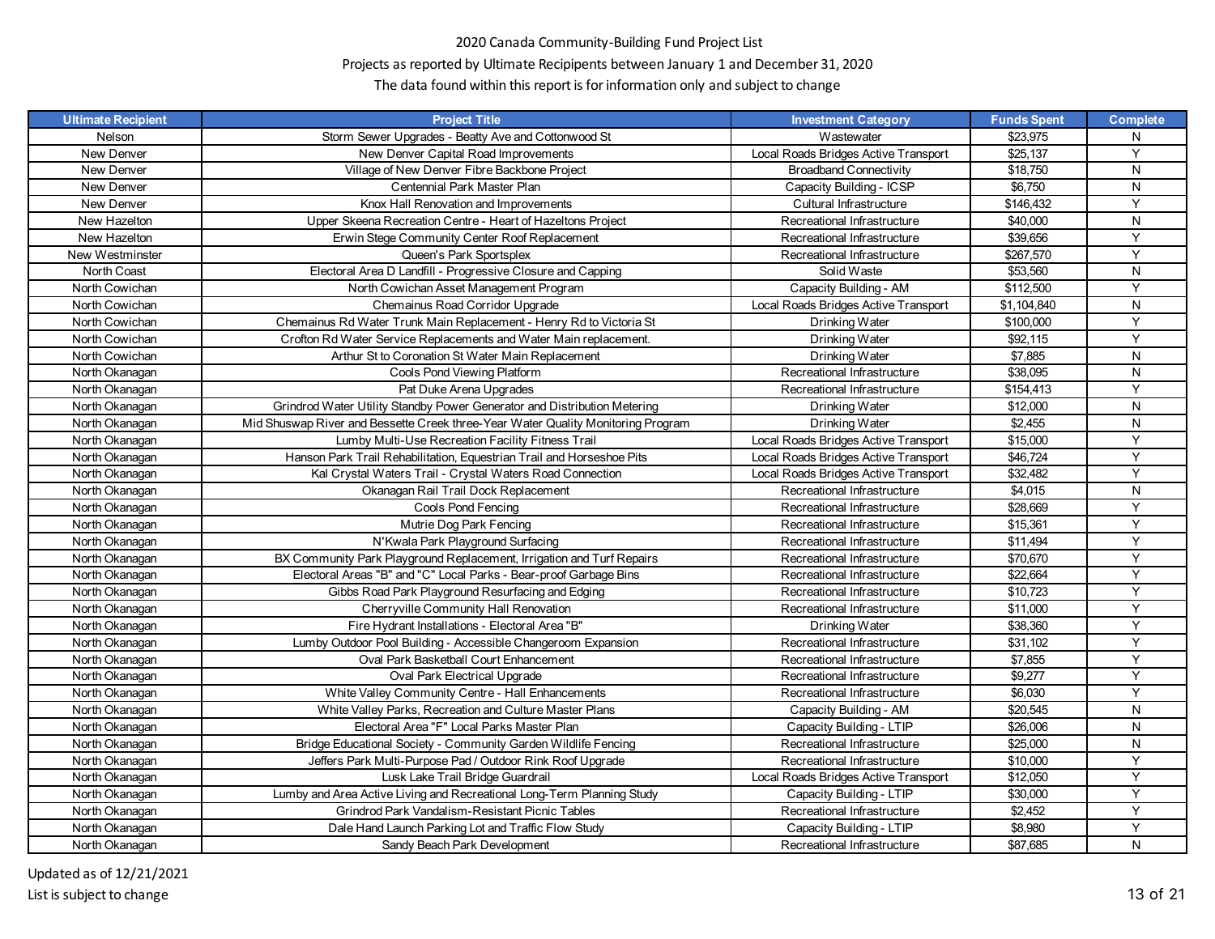2020 Canada Community-Building Fund Project List

Projects as reported by Ultimate Recipients between January 1 and December 31, 2020

The data found within this report is for information only and subject to change

| Ultimate Recipient | Project Title | Investment Category | Funds Spent | Complete |
|---|---|---|---|---|
| Nelson | Storm Sewer Upgrades - Beatty Ave and Cottonwood St | Wastewater | $23,975 | N |
| New Denver | New Denver Capital Road Improvements | Local Roads Bridges Active Transport | $25,137 | Y |
| New Denver | Village of New Denver Fibre Backbone Project | Broadband Connectivity | $18,750 | N |
| New Denver | Centennial Park Master Plan | Capacity Building - ICSP | $6,750 | N |
| New Denver | Knox Hall Renovation and Improvements | Cultural Infrastructure | $146,432 | Y |
| New Hazelton | Upper Skeena Recreation Centre - Heart of Hazeltons Project | Recreational Infrastructure | $40,000 | N |
| New Hazelton | Erwin Stege Community Center Roof Replacement | Recreational Infrastructure | $39,656 | Y |
| New Westminster | Queen's Park Sportsplex | Recreational Infrastructure | $267,570 | Y |
| North Coast | Electoral Area D Landfill - Progressive Closure and Capping | Solid Waste | $53,560 | N |
| North Cowichan | North Cowichan Asset Management Program | Capacity Building - AM | $112,500 | Y |
| North Cowichan | Chemainus Road Corridor Upgrade | Local Roads Bridges Active Transport | $1,104,840 | N |
| North Cowichan | Chemainus Rd Water Trunk Main Replacement - Henry Rd to Victoria St | Drinking Water | $100,000 | Y |
| North Cowichan | Crofton Rd Water Service Replacements and Water Main replacement. | Drinking Water | $92,115 | Y |
| North Cowichan | Arthur St to Coronation St Water Main Replacement | Drinking Water | $7,885 | N |
| North Okanagan | Cools Pond Viewing Platform | Recreational Infrastructure | $38,095 | N |
| North Okanagan | Pat Duke Arena Upgrades | Recreational Infrastructure | $154,413 | Y |
| North Okanagan | Grindrod Water Utility Standby Power Generator and Distribution Metering | Drinking Water | $12,000 | N |
| North Okanagan | Mid Shuswap River and Bessette Creek three-Year Water Quality Monitoring Program | Drinking Water | $2,455 | N |
| North Okanagan | Lumby Multi-Use Recreation Facility Fitness Trail | Local Roads Bridges Active Transport | $15,000 | Y |
| North Okanagan | Hanson Park Trail Rehabilitation, Equestrian Trail and Horseshoe Pits | Local Roads Bridges Active Transport | $46,724 | Y |
| North Okanagan | Kal Crystal Waters Trail - Crystal Waters Road Connection | Local Roads Bridges Active Transport | $32,482 | Y |
| North Okanagan | Okanagan Rail Trail Dock Replacement | Recreational Infrastructure | $4,015 | N |
| North Okanagan | Cools Pond Fencing | Recreational Infrastructure | $28,669 | Y |
| North Okanagan | Mutrie Dog Park Fencing | Recreational Infrastructure | $15,361 | Y |
| North Okanagan | N'Kwala Park Playground Surfacing | Recreational Infrastructure | $11,494 | Y |
| North Okanagan | BX Community Park Playground Replacement, Irrigation and Turf Repairs | Recreational Infrastructure | $70,670 | Y |
| North Okanagan | Electoral Areas "B" and "C" Local Parks - Bear-proof Garbage Bins | Recreational Infrastructure | $22,664 | Y |
| North Okanagan | Gibbs Road Park Playground Resurfacing and Edging | Recreational Infrastructure | $10,723 | Y |
| North Okanagan | Cherryville Community Hall Renovation | Recreational Infrastructure | $11,000 | Y |
| North Okanagan | Fire Hydrant Installations - Electoral Area "B" | Drinking Water | $38,360 | Y |
| North Okanagan | Lumby Outdoor Pool Building - Accessible Changeroom Expansion | Recreational Infrastructure | $31,102 | Y |
| North Okanagan | Oval Park Basketball Court Enhancement | Recreational Infrastructure | $7,855 | Y |
| North Okanagan | Oval Park Electrical Upgrade | Recreational Infrastructure | $9,277 | Y |
| North Okanagan | White Valley Community Centre - Hall Enhancements | Recreational Infrastructure | $6,030 | Y |
| North Okanagan | White Valley Parks, Recreation and Culture Master Plans | Capacity Building - AM | $20,545 | N |
| North Okanagan | Electoral Area "F" Local Parks Master Plan | Capacity Building - LTIP | $26,006 | N |
| North Okanagan | Bridge Educational Society - Community Garden Wildlife Fencing | Recreational Infrastructure | $25,000 | N |
| North Okanagan | Jeffers Park Multi-Purpose Pad / Outdoor Rink Roof Upgrade | Recreational Infrastructure | $10,000 | Y |
| North Okanagan | Lusk Lake Trail Bridge Guardrail | Local Roads Bridges Active Transport | $12,050 | Y |
| North Okanagan | Lumby and Area Active Living and Recreational Long-Term Planning Study | Capacity Building - LTIP | $30,000 | Y |
| North Okanagan | Grindrod Park Vandalism-Resistant Picnic Tables | Recreational Infrastructure | $2,452 | Y |
| North Okanagan | Dale Hand Launch Parking Lot and Traffic Flow Study | Capacity Building - LTIP | $8,980 | Y |
| North Okanagan | Sandy Beach Park Development | Recreational Infrastructure | $87,685 | N |

Updated as of 12/21/2021

List is subject to change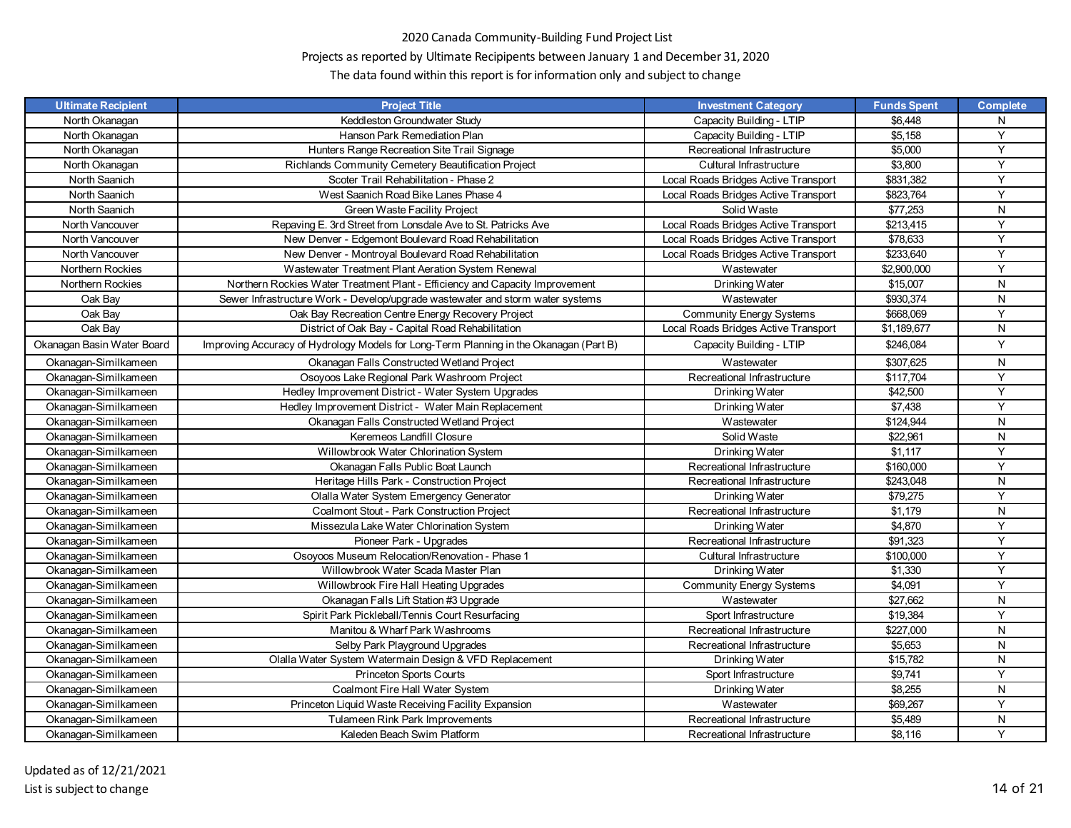2020 Canada Community-Building Fund Project List

Projects as reported by Ultimate Recipients between January 1 and December 31, 2020

The data found within this report is for information only and subject to change

| Ultimate Recipient | Project Title | Investment Category | Funds Spent | Complete |
|---|---|---|---|---|
| North Okanagan | Keddleston Groundwater Study | Capacity Building - LTIP | $6,448 | N |
| North Okanagan | Hanson Park Remediation Plan | Capacity Building - LTIP | $5,158 | Y |
| North Okanagan | Hunters Range Recreation Site Trail Signage | Recreational Infrastructure | $5,000 | Y |
| North Okanagan | Richlands Community Cemetery Beautification Project | Cultural Infrastructure | $3,800 | Y |
| North Saanich | Scoter Trail Rehabilitation - Phase 2 | Local Roads Bridges Active Transport | $831,382 | Y |
| North Saanich | West Saanich Road Bike Lanes Phase 4 | Local Roads Bridges Active Transport | $823,764 | Y |
| North Saanich | Green Waste Facility Project | Solid Waste | $77,253 | N |
| North Vancouver | Repaving E. 3rd Street from Lonsdale Ave to St. Patricks Ave | Local Roads Bridges Active Transport | $213,415 | Y |
| North Vancouver | New Denver - Edgemont Boulevard Road Rehabilitation | Local Roads Bridges Active Transport | $78,633 | Y |
| North Vancouver | New Denver - Montroyal Boulevard Road Rehabilitation | Local Roads Bridges Active Transport | $233,640 | Y |
| Northern Rockies | Wastewater Treatment Plant Aeration System Renewal | Wastewater | $2,900,000 | Y |
| Northern Rockies | Northern Rockies Water Treatment Plant - Efficiency and Capacity Improvement | Drinking Water | $15,007 | N |
| Oak Bay | Sewer Infrastructure Work - Develop/upgrade wastewater and storm water systems | Wastewater | $930,374 | N |
| Oak Bay | Oak Bay Recreation Centre Energy Recovery Project | Community Energy Systems | $668,069 | Y |
| Oak Bay | District of Oak Bay - Capital Road Rehabilitation | Local Roads Bridges Active Transport | $1,189,677 | N |
| Okanagan Basin Water Board | Improving Accuracy of Hydrology Models for Long-Term Planning in the Okanagan (Part B) | Capacity Building - LTIP | $246,084 | Y |
| Okanagan-Similkameen | Okanagan Falls Constructed Wetland Project | Wastewater | $307,625 | N |
| Okanagan-Similkameen | Osoyoos Lake Regional Park Washroom Project | Recreational Infrastructure | $117,704 | Y |
| Okanagan-Similkameen | Hedley Improvement District - Water System Upgrades | Drinking Water | $42,500 | Y |
| Okanagan-Similkameen | Hedley Improvement District - Water Main Replacement | Drinking Water | $7,438 | Y |
| Okanagan-Similkameen | Okanagan Falls Constructed Wetland Project | Wastewater | $124,944 | N |
| Okanagan-Similkameen | Keremeos Landfill Closure | Solid Waste | $22,961 | N |
| Okanagan-Similkameen | Willowbrook Water Chlorination System | Drinking Water | $1,117 | Y |
| Okanagan-Similkameen | Okanagan Falls Public Boat Launch | Recreational Infrastructure | $160,000 | Y |
| Okanagan-Similkameen | Heritage Hills Park - Construction Project | Recreational Infrastructure | $243,048 | N |
| Okanagan-Similkameen | Olalla Water System Emergency Generator | Drinking Water | $79,275 | Y |
| Okanagan-Similkameen | Coalmont Stout - Park Construction Project | Recreational Infrastructure | $1,179 | N |
| Okanagan-Similkameen | Missezula Lake Water Chlorination System | Drinking Water | $4,870 | Y |
| Okanagan-Similkameen | Pioneer Park - Upgrades | Recreational Infrastructure | $91,323 | Y |
| Okanagan-Similkameen | Osoyoos Museum Relocation/Renovation - Phase 1 | Cultural Infrastructure | $100,000 | Y |
| Okanagan-Similkameen | Willowbrook Water Scada Master Plan | Drinking Water | $1,330 | Y |
| Okanagan-Similkameen | Willowbrook Fire Hall Heating Upgrades | Community Energy Systems | $4,091 | Y |
| Okanagan-Similkameen | Okanagan Falls Lift Station #3 Upgrade | Wastewater | $27,662 | N |
| Okanagan-Similkameen | Spirit Park Pickleball/Tennis Court Resurfacing | Sport Infrastructure | $19,384 | Y |
| Okanagan-Similkameen | Manitou & Wharf Park Washrooms | Recreational Infrastructure | $227,000 | N |
| Okanagan-Similkameen | Selby Park Playground Upgrades | Recreational Infrastructure | $5,653 | N |
| Okanagan-Similkameen | Olalla Water System Watermain Design & VFD Replacement | Drinking Water | $15,782 | N |
| Okanagan-Similkameen | Princeton Sports Courts | Sport Infrastructure | $9,741 | Y |
| Okanagan-Similkameen | Coalmont Fire Hall Water System | Drinking Water | $8,255 | N |
| Okanagan-Similkameen | Princeton Liquid Waste Receiving Facility Expansion | Wastewater | $69,267 | Y |
| Okanagan-Similkameen | Tulameen Rink Park Improvements | Recreational Infrastructure | $5,489 | N |
| Okanagan-Similkameen | Kaleden Beach Swim Platform | Recreational Infrastructure | $8,116 | Y |

Updated as of 12/21/2021

List is subject to change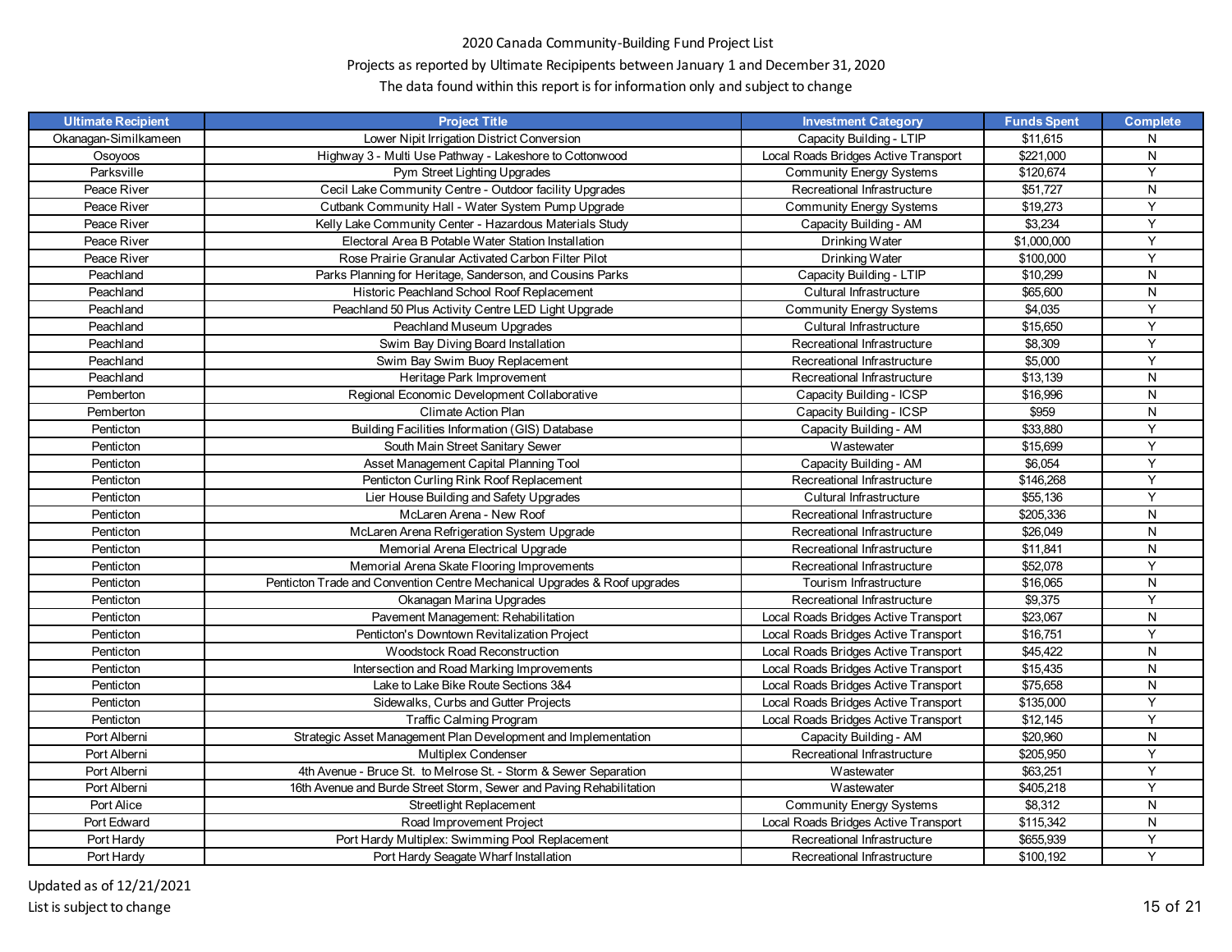2020 Canada Community-Building Fund Project List

Projects as reported by Ultimate Recipipents between January 1 and December 31, 2020

The data found within this report is for information only and subject to change

| Ultimate Recipient | Project Title | Investment Category | Funds Spent | Complete |
|---|---|---|---|---|
| Okanagan-Similkameen | Lower Nipit Irrigation District Conversion | Capacity Building - LTIP | $11,615 | N |
| Osoyoos | Highway 3 - Multi Use Pathway - Lakeshore to Cottonwood | Local Roads Bridges Active Transport | $221,000 | N |
| Parksville | Pym Street Lighting Upgrades | Community Energy Systems | $120,674 | Y |
| Peace River | Cecil Lake Community Centre - Outdoor facility Upgrades | Recreational Infrastructure | $51,727 | N |
| Peace River | Cutbank Community Hall - Water System Pump Upgrade | Community Energy Systems | $19,273 | Y |
| Peace River | Kelly Lake Community Center - Hazardous Materials Study | Capacity Building - AM | $3,234 | Y |
| Peace River | Electoral Area B Potable Water Station Installation | Drinking Water | $1,000,000 | Y |
| Peace River | Rose Prairie Granular Activated Carbon Filter Pilot | Drinking Water | $100,000 | Y |
| Peachland | Parks Planning for Heritage, Sanderson, and Cousins Parks | Capacity Building - LTIP | $10,299 | N |
| Peachland | Historic Peachland School Roof Replacement | Cultural Infrastructure | $65,600 | N |
| Peachland | Peachland 50 Plus Activity Centre LED Light Upgrade | Community Energy Systems | $4,035 | Y |
| Peachland | Peachland Museum Upgrades | Cultural Infrastructure | $15,650 | Y |
| Peachland | Swim Bay Diving Board Installation | Recreational Infrastructure | $8,309 | Y |
| Peachland | Swim Bay Swim Buoy Replacement | Recreational Infrastructure | $5,000 | Y |
| Peachland | Heritage Park Improvement | Recreational Infrastructure | $13,139 | N |
| Pemberton | Regional Economic Development Collaborative | Capacity Building - ICSP | $16,996 | N |
| Pemberton | Climate Action Plan | Capacity Building - ICSP | $959 | N |
| Penticton | Building Facilities Information (GIS) Database | Capacity Building - AM | $33,880 | Y |
| Penticton | South Main Street Sanitary Sewer | Wastewater | $15,699 | Y |
| Penticton | Asset Management Capital Planning Tool | Capacity Building - AM | $6,054 | Y |
| Penticton | Penticton Curling Rink Roof Replacement | Recreational Infrastructure | $146,268 | Y |
| Penticton | Lier House Building and Safety Upgrades | Cultural Infrastructure | $55,136 | Y |
| Penticton | McLaren Arena - New Roof | Recreational Infrastructure | $205,336 | N |
| Penticton | McLaren Arena Refrigeration System Upgrade | Recreational Infrastructure | $26,049 | N |
| Penticton | Memorial Arena Electrical Upgrade | Recreational Infrastructure | $11,841 | N |
| Penticton | Memorial Arena Skate Flooring Improvements | Recreational Infrastructure | $52,078 | Y |
| Penticton | Penticton Trade and Convention Centre Mechanical Upgrades & Roof upgrades | Tourism Infrastructure | $16,065 | N |
| Penticton | Okanagan Marina Upgrades | Recreational Infrastructure | $9,375 | Y |
| Penticton | Pavement Management: Rehabilitation | Local Roads Bridges Active Transport | $23,067 | N |
| Penticton | Penticton's Downtown Revitalization Project | Local Roads Bridges Active Transport | $16,751 | Y |
| Penticton | Woodstock Road Reconstruction | Local Roads Bridges Active Transport | $45,422 | N |
| Penticton | Intersection and Road Marking Improvements | Local Roads Bridges Active Transport | $15,435 | N |
| Penticton | Lake to Lake Bike Route Sections 3&4 | Local Roads Bridges Active Transport | $75,658 | N |
| Penticton | Sidewalks, Curbs and Gutter Projects | Local Roads Bridges Active Transport | $135,000 | Y |
| Penticton | Traffic Calming Program | Local Roads Bridges Active Transport | $12,145 | Y |
| Port Alberni | Strategic Asset Management Plan Development and Implementation | Capacity Building - AM | $20,960 | N |
| Port Alberni | Multiplex Condenser | Recreational Infrastructure | $205,950 | Y |
| Port Alberni | 4th Avenue - Bruce St. to Melrose St. - Storm & Sewer Separation | Wastewater | $63,251 | Y |
| Port Alberni | 16th Avenue and Burde Street Storm, Sewer and Paving Rehabilitation | Wastewater | $405,218 | Y |
| Port Alice | Streetlight Replacement | Community Energy Systems | $8,312 | N |
| Port Edward | Road Improvement Project | Local Roads Bridges Active Transport | $115,342 | N |
| Port Hardy | Port Hardy Multiplex: Swimming Pool Replacement | Recreational Infrastructure | $655,939 | Y |
| Port Hardy | Port Hardy Seagate Wharf Installation | Recreational Infrastructure | $100,192 | Y |

Updated as of 12/21/2021

List is subject to change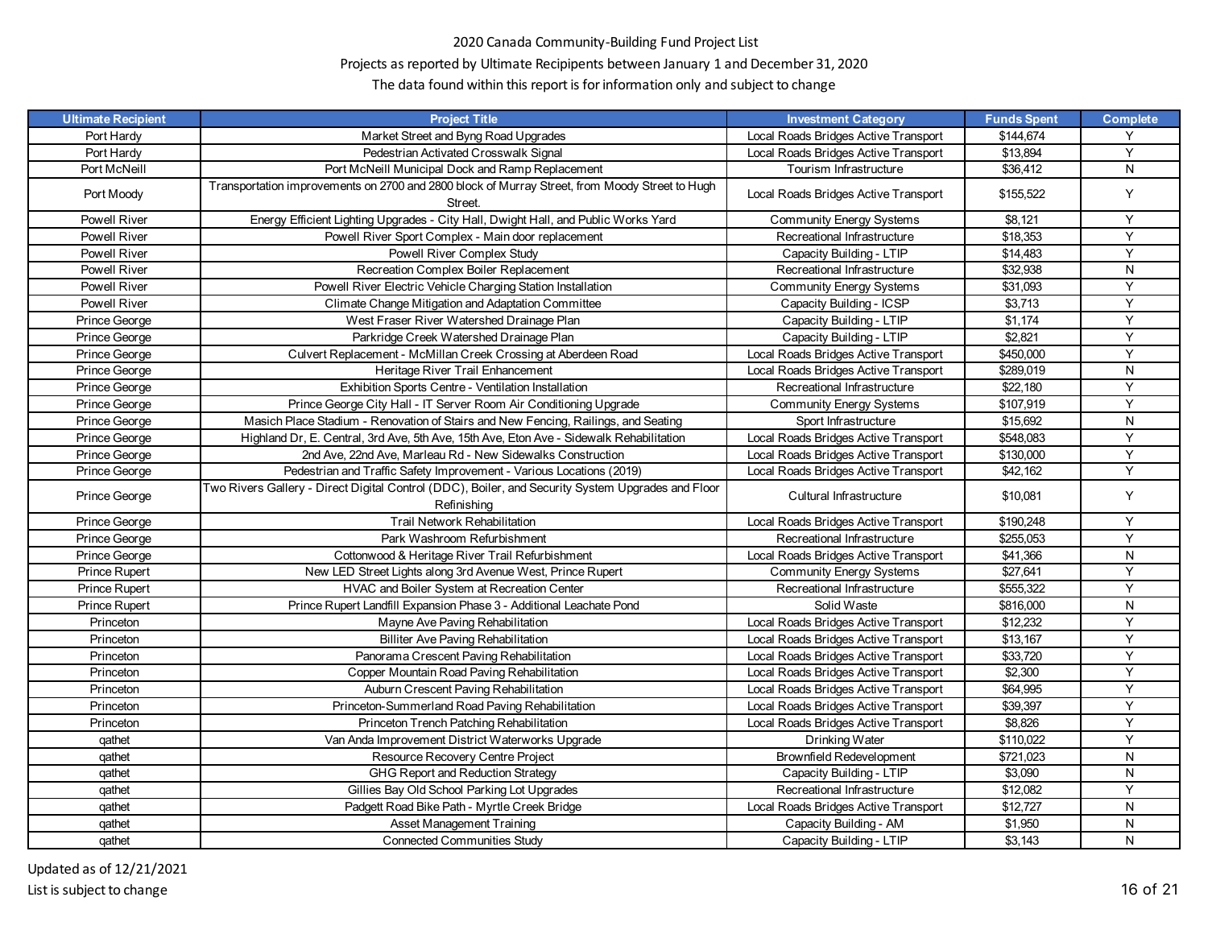2020 Canada Community-Building Fund Project List

Projects as reported by Ultimate Recipients between January 1 and December 31, 2020

The data found within this report is for information only and subject to change

| Ultimate Recipient | Project Title | Investment Category | Funds Spent | Complete |
|---|---|---|---|---|
| Port Hardy | Market Street and Byng Road Upgrades | Local Roads Bridges Active Transport | $144,674 | Y |
| Port Hardy | Pedestrian Activated Crosswalk Signal | Local Roads Bridges Active Transport | $13,894 | Y |
| Port McNeill | Port McNeill Municipal Dock and Ramp Replacement | Tourism Infrastructure | $36,412 | N |
| Port Moody | Transportation improvements on 2700 and 2800 block of Murray Street, from Moody Street to Hugh Street. | Local Roads Bridges Active Transport | $155,522 | Y |
| Powell River | Energy Efficient Lighting Upgrades - City Hall, Dwight Hall, and Public Works Yard | Community Energy Systems | $8,121 | Y |
| Powell River | Powell River Sport Complex - Main door replacement | Recreational Infrastructure | $18,353 | Y |
| Powell River | Powell River Complex Study | Capacity Building - LTIP | $14,483 | Y |
| Powell River | Recreation Complex Boiler Replacement | Recreational Infrastructure | $32,938 | N |
| Powell River | Powell River Electric Vehicle Charging Station Installation | Community Energy Systems | $31,093 | Y |
| Powell River | Climate Change Mitigation and Adaptation Committee | Capacity Building - ICSP | $3,713 | Y |
| Prince George | West Fraser River Watershed Drainage Plan | Capacity Building - LTIP | $1,174 | Y |
| Prince George | Parkridge Creek Watershed Drainage Plan | Capacity Building - LTIP | $2,821 | Y |
| Prince George | Culvert Replacement - McMillan Creek Crossing at Aberdeen Road | Local Roads Bridges Active Transport | $450,000 | Y |
| Prince George | Heritage River Trail Enhancement | Local Roads Bridges Active Transport | $289,019 | N |
| Prince George | Exhibition Sports Centre - Ventilation Installation | Recreational Infrastructure | $22,180 | Y |
| Prince George | Prince George City Hall - IT Server Room Air Conditioning Upgrade | Community Energy Systems | $107,919 | Y |
| Prince George | Masich Place Stadium - Renovation of Stairs and New Fencing, Railings, and Seating | Sport Infrastructure | $15,692 | N |
| Prince George | Highland Dr, E. Central, 3rd Ave, 5th Ave, 15th Ave, Eton Ave - Sidewalk Rehabilitation | Local Roads Bridges Active Transport | $548,083 | Y |
| Prince George | 2nd Ave, 22nd Ave, Marleau Rd - New Sidewalks Construction | Local Roads Bridges Active Transport | $130,000 | Y |
| Prince George | Pedestrian and Traffic Safety Improvement - Various Locations (2019) | Local Roads Bridges Active Transport | $42,162 | Y |
| Prince George | Two Rivers Gallery - Direct Digital Control (DDC), Boiler, and Security System Upgrades and Floor Refinishing | Cultural Infrastructure | $10,081 | Y |
| Prince George | Trail Network Rehabilitation | Local Roads Bridges Active Transport | $190,248 | Y |
| Prince George | Park Washroom Refurbishment | Recreational Infrastructure | $255,053 | Y |
| Prince George | Cottonwood & Heritage River Trail Refurbishment | Local Roads Bridges Active Transport | $41,366 | N |
| Prince Rupert | New LED Street Lights along 3rd Avenue West, Prince Rupert | Community Energy Systems | $27,641 | Y |
| Prince Rupert | HVAC and Boiler System at Recreation Center | Recreational Infrastructure | $555,322 | Y |
| Prince Rupert | Prince Rupert Landfill Expansion Phase 3 - Additional Leachate Pond | Solid Waste | $816,000 | N |
| Princeton | Mayne Ave Paving Rehabilitation | Local Roads Bridges Active Transport | $12,232 | Y |
| Princeton | Billiter Ave Paving Rehabilitation | Local Roads Bridges Active Transport | $13,167 | Y |
| Princeton | Panorama Crescent Paving Rehabilitation | Local Roads Bridges Active Transport | $33,720 | Y |
| Princeton | Copper Mountain Road Paving Rehabilitation | Local Roads Bridges Active Transport | $2,300 | Y |
| Princeton | Auburn Crescent Paving Rehabilitation | Local Roads Bridges Active Transport | $64,995 | Y |
| Princeton | Princeton-Summerland Road Paving Rehabilitation | Local Roads Bridges Active Transport | $39,397 | Y |
| Princeton | Princeton Trench Patching Rehabilitation | Local Roads Bridges Active Transport | $8,826 | Y |
| qathet | Van Anda Improvement District Waterworks Upgrade | Drinking Water | $110,022 | Y |
| qathet | Resource Recovery Centre Project | Brownfield Redevelopment | $721,023 | N |
| qathet | GHG Report and Reduction Strategy | Capacity Building - LTIP | $3,090 | N |
| qathet | Gillies Bay Old School Parking Lot Upgrades | Recreational Infrastructure | $12,082 | Y |
| qathet | Padgett Road Bike Path - Myrtle Creek Bridge | Local Roads Bridges Active Transport | $12,727 | N |
| qathet | Asset Management Training | Capacity Building - AM | $1,950 | N |
| qathet | Connected Communities Study | Capacity Building - LTIP | $3,143 | N |

Updated as of 12/21/2021

List is subject to change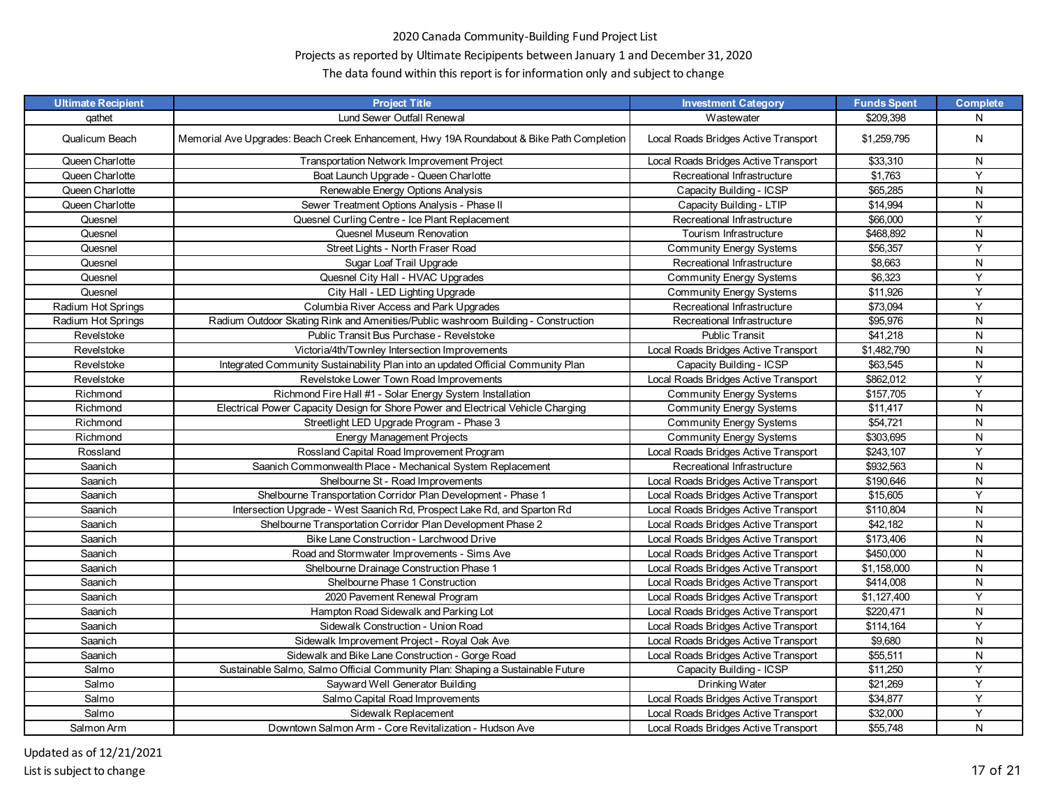2020 Canada Community-Building Fund Project List

Projects as reported by Ultimate Recipients between January 1 and December 31, 2020

The data found within this report is for information only and subject to change

| Ultimate Recipient | Project Title | Investment Category | Funds Spent | Complete |
|---|---|---|---|---|
| qathet | Lund Sewer Outfall Renewal | Wastewater | $209,398 | N |
| Qualicum Beach | Memorial Ave Upgrades: Beach Creek Enhancement, Hwy 19A Roundabout & Bike Path Completion | Local Roads Bridges Active Transport | $1,259,795 | N |
| Queen Charlotte | Transportation Network Improvement Project | Local Roads Bridges Active Transport | $33,310 | N |
| Queen Charlotte | Boat Launch Upgrade - Queen Charlotte | Recreational Infrastructure | $1,763 | Y |
| Queen Charlotte | Renewable Energy Options Analysis | Capacity Building - ICSP | $65,285 | N |
| Queen Charlotte | Sewer Treatment Options Analysis - Phase II | Capacity Building - LTIP | $14,994 | N |
| Quesnel | Quesnel Curling Centre - Ice Plant Replacement | Recreational Infrastructure | $66,000 | Y |
| Quesnel | Quesnel Museum Renovation | Tourism Infrastructure | $468,892 | N |
| Quesnel | Street Lights - North Fraser Road | Community Energy Systems | $56,357 | Y |
| Quesnel | Sugar Loaf Trail Upgrade | Recreational Infrastructure | $8,663 | N |
| Quesnel | Quesnel City Hall - HVAC Upgrades | Community Energy Systems | $6,323 | Y |
| Quesnel | City Hall - LED Lighting Upgrade | Community Energy Systems | $11,926 | Y |
| Radium Hot Springs | Columbia River Access and Park Upgrades | Recreational Infrastructure | $73,094 | Y |
| Radium Hot Springs | Radium Outdoor Skating Rink and Amenities/Public washroom Building - Construction | Recreational Infrastructure | $95,976 | N |
| Revelstoke | Public Transit Bus Purchase - Revelstoke | Public Transit | $41,218 | N |
| Revelstoke | Victoria/4th/Townley Intersection Improvements | Local Roads Bridges Active Transport | $1,482,790 | N |
| Revelstoke | Integrated Community Sustainability Plan into an updated Official Community Plan | Capacity Building - ICSP | $63,545 | N |
| Revelstoke | Revelstoke Lower Town Road Improvements | Local Roads Bridges Active Transport | $862,012 | Y |
| Richmond | Richmond Fire Hall #1 - Solar Energy System Installation | Community Energy Systems | $157,705 | Y |
| Richmond | Electrical Power Capacity Design for Shore Power and Electrical Vehicle Charging | Community Energy Systems | $11,417 | N |
| Richmond | Streetlight LED Upgrade Program - Phase 3 | Community Energy Systems | $54,721 | N |
| Richmond | Energy Management Projects | Community Energy Systems | $303,695 | N |
| Rossland | Rossland Capital Road Improvement Program | Local Roads Bridges Active Transport | $243,107 | Y |
| Saanich | Saanich Commonwealth Place - Mechanical System Replacement | Recreational Infrastructure | $932,563 | N |
| Saanich | Shelbourne St - Road Improvements | Local Roads Bridges Active Transport | $190,646 | N |
| Saanich | Shelbourne Transportation Corridor Plan Development - Phase 1 | Local Roads Bridges Active Transport | $15,605 | Y |
| Saanich | Intersection Upgrade - West Saanich Rd, Prospect Lake Rd, and Sparton Rd | Local Roads Bridges Active Transport | $110,804 | N |
| Saanich | Shelbourne Transportation Corridor Plan Development Phase 2 | Local Roads Bridges Active Transport | $42,182 | N |
| Saanich | Bike Lane Construction - Larchwood Drive | Local Roads Bridges Active Transport | $173,406 | N |
| Saanich | Road and Stormwater Improvements - Sims Ave | Local Roads Bridges Active Transport | $450,000 | N |
| Saanich | Shelbourne Drainage Construction Phase 1 | Local Roads Bridges Active Transport | $1,158,000 | N |
| Saanich | Shelbourne Phase 1 Construction | Local Roads Bridges Active Transport | $414,008 | N |
| Saanich | 2020 Pavement Renewal Program | Local Roads Bridges Active Transport | $1,127,400 | Y |
| Saanich | Hampton Road Sidewalk and Parking Lot | Local Roads Bridges Active Transport | $220,471 | N |
| Saanich | Sidewalk Construction - Union Road | Local Roads Bridges Active Transport | $114,164 | Y |
| Saanich | Sidewalk Improvement Project - Royal Oak Ave | Local Roads Bridges Active Transport | $9,680 | N |
| Saanich | Sidewalk and Bike Lane Construction - Gorge Road | Local Roads Bridges Active Transport | $55,511 | N |
| Salmo | Sustainable Salmo, Salmo Official Community Plan: Shaping a Sustainable Future | Capacity Building - ICSP | $11,250 | Y |
| Salmo | Sayward Well Generator Building | Drinking Water | $21,269 | Y |
| Salmo | Salmo Capital Road Improvements | Local Roads Bridges Active Transport | $34,877 | Y |
| Salmo | Sidewalk Replacement | Local Roads Bridges Active Transport | $32,000 | Y |
| Salmon Arm | Downtown Salmon Arm - Core Revitalization - Hudson Ave | Local Roads Bridges Active Transport | $55,748 | N |

Updated as of 12/21/2021

List is subject to change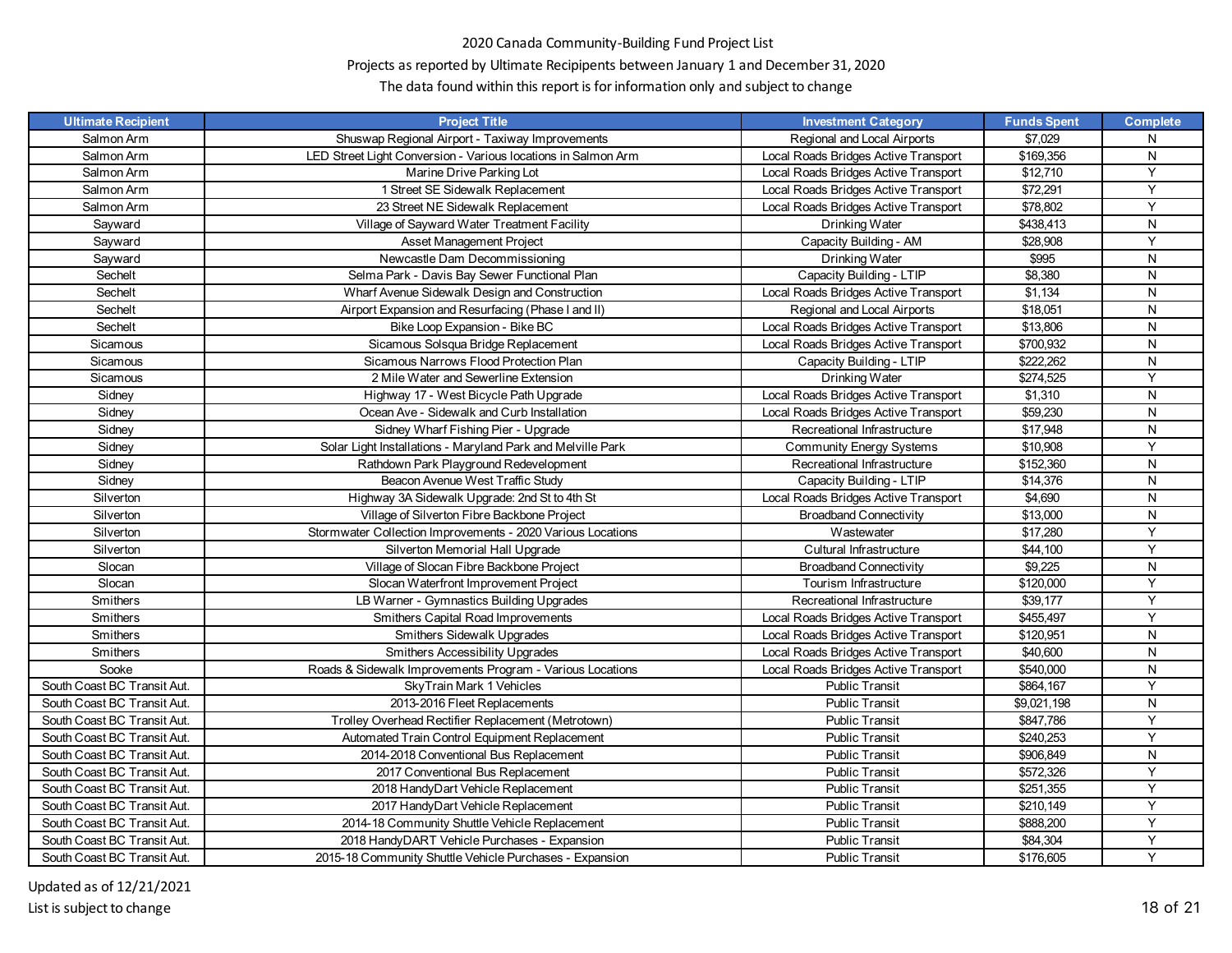2020 Canada Community-Building Fund Project List

Projects as reported by Ultimate Recipients between January 1 and December 31, 2020

The data found within this report is for information only and subject to change

| Ultimate Recipient | Project Title | Investment Category | Funds Spent | Complete |
|---|---|---|---|---|
| Salmon Arm | Shuswap Regional Airport - Taxiway Improvements | Regional and Local Airports | $7,029 | N |
| Salmon Arm | LED Street Light Conversion - Various locations in Salmon Arm | Local Roads Bridges Active Transport | $169,356 | N |
| Salmon Arm | Marine Drive Parking Lot | Local Roads Bridges Active Transport | $12,710 | Y |
| Salmon Arm | 1 Street SE Sidewalk Replacement | Local Roads Bridges Active Transport | $72,291 | Y |
| Salmon Arm | 23 Street NE Sidewalk Replacement | Local Roads Bridges Active Transport | $78,802 | Y |
| Sayward | Village of Sayward Water Treatment Facility | Drinking Water | $438,413 | N |
| Sayward | Asset Management Project | Capacity Building - AM | $28,908 | Y |
| Sayward | Newcastle Dam Decommissioning | Drinking Water | $995 | N |
| Sechelt | Selma Park - Davis Bay Sewer Functional Plan | Capacity Building - LTIP | $8,380 | N |
| Sechelt | Wharf Avenue Sidewalk Design and Construction | Local Roads Bridges Active Transport | $1,134 | N |
| Sechelt | Airport Expansion and Resurfacing (Phase I and II) | Regional and Local Airports | $18,051 | N |
| Sechelt | Bike Loop Expansion - Bike BC | Local Roads Bridges Active Transport | $13,806 | N |
| Sicamous | Sicamous Solsqua Bridge Replacement | Local Roads Bridges Active Transport | $700,932 | N |
| Sicamous | Sicamous Narrows Flood Protection Plan | Capacity Building - LTIP | $222,262 | N |
| Sicamous | 2 Mile Water and Sewerline Extension | Drinking Water | $274,525 | Y |
| Sidney | Highway 17 - West Bicycle Path Upgrade | Local Roads Bridges Active Transport | $1,310 | N |
| Sidney | Ocean Ave - Sidewalk and Curb Installation | Local Roads Bridges Active Transport | $59,230 | N |
| Sidney | Sidney Wharf Fishing Pier - Upgrade | Recreational Infrastructure | $17,948 | N |
| Sidney | Solar Light Installations - Maryland Park and Melville Park | Community Energy Systems | $10,908 | Y |
| Sidney | Rathdown Park Playground Redevelopment | Recreational Infrastructure | $152,360 | N |
| Sidney | Beacon Avenue West Traffic Study | Capacity Building - LTIP | $14,376 | N |
| Silverton | Highway 3A Sidewalk Upgrade: 2nd St to 4th St | Local Roads Bridges Active Transport | $4,690 | N |
| Silverton | Village of Silverton Fibre Backbone Project | Broadband Connectivity | $13,000 | N |
| Silverton | Stormwater Collection Improvements - 2020 Various Locations | Wastewater | $17,280 | Y |
| Silverton | Silverton Memorial Hall Upgrade | Cultural Infrastructure | $44,100 | Y |
| Slocan | Village of Slocan Fibre Backbone Project | Broadband Connectivity | $9,225 | N |
| Slocan | Slocan Waterfront Improvement Project | Tourism Infrastructure | $120,000 | Y |
| Smithers | LB Warner - Gymnastics Building Upgrades | Recreational Infrastructure | $39,177 | Y |
| Smithers | Smithers Capital Road Improvements | Local Roads Bridges Active Transport | $455,497 | Y |
| Smithers | Smithers Sidewalk Upgrades | Local Roads Bridges Active Transport | $120,951 | N |
| Smithers | Smithers Accessibility Upgrades | Local Roads Bridges Active Transport | $40,600 | N |
| Sooke | Roads & Sidewalk Improvements Program - Various Locations | Local Roads Bridges Active Transport | $540,000 | N |
| South Coast BC Transit Aut. | SkyTrain Mark 1 Vehicles | Public Transit | $864,167 | Y |
| South Coast BC Transit Aut. | 2013-2016 Fleet Replacements | Public Transit | $9,021,198 | N |
| South Coast BC Transit Aut. | Trolley Overhead Rectifier Replacement (Metrotown) | Public Transit | $847,786 | Y |
| South Coast BC Transit Aut. | Automated Train Control Equipment Replacement | Public Transit | $240,253 | Y |
| South Coast BC Transit Aut. | 2014-2018 Conventional Bus Replacement | Public Transit | $906,849 | N |
| South Coast BC Transit Aut. | 2017 Conventional Bus Replacement | Public Transit | $572,326 | Y |
| South Coast BC Transit Aut. | 2018 HandyDart Vehicle Replacement | Public Transit | $251,355 | Y |
| South Coast BC Transit Aut. | 2017 HandyDart Vehicle Replacement | Public Transit | $210,149 | Y |
| South Coast BC Transit Aut. | 2014-18 Community Shuttle Vehicle Replacement | Public Transit | $888,200 | Y |
| South Coast BC Transit Aut. | 2018 HandyDART Vehicle Purchases - Expansion | Public Transit | $84,304 | Y |
| South Coast BC Transit Aut. | 2015-18 Community Shuttle Vehicle Purchases - Expansion | Public Transit | $176,605 | Y |

Updated as of 12/21/2021

List is subject to change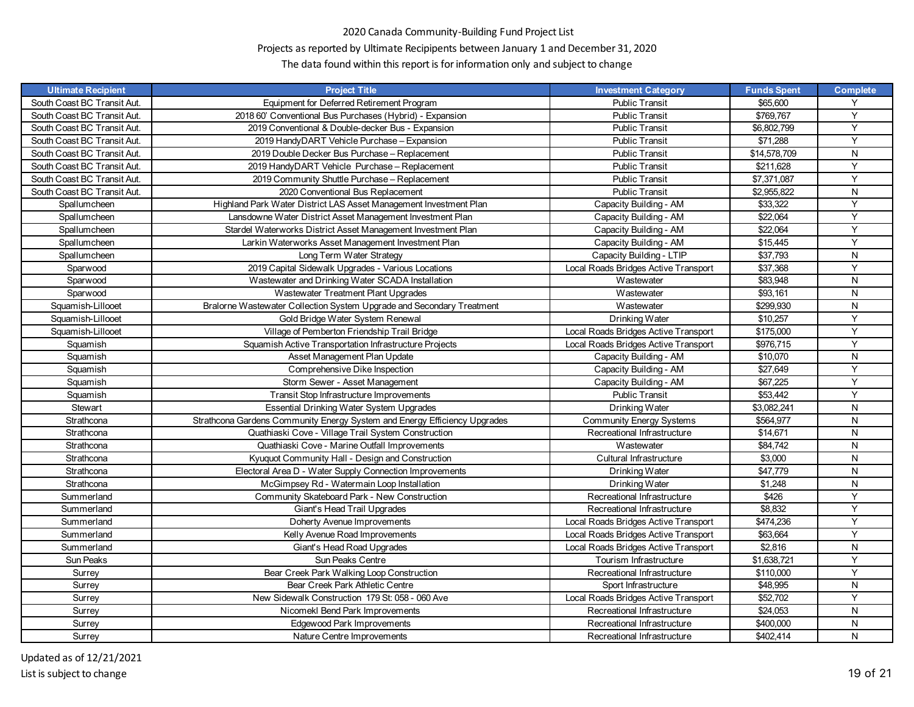2020 Canada Community-Building Fund Project List

Projects as reported by Ultimate Recipients between January 1 and December 31, 2020

The data found within this report is for information only and subject to change

| Ultimate Recipient | Project Title | Investment Category | Funds Spent | Complete |
|---|---|---|---|---|
| South Coast BC Transit Aut. | Equipment for Deferred Retirement Program | Public Transit | $65,600 | Y |
| South Coast BC Transit Aut. | 2018 60' Conventional Bus Purchases (Hybrid) - Expansion | Public Transit | $769,767 | Y |
| South Coast BC Transit Aut. | 2019 Conventional & Double-decker Bus - Expansion | Public Transit | $6,802,799 | Y |
| South Coast BC Transit Aut. | 2019 HandyDART Vehicle Purchase – Expansion | Public Transit | $71,288 | Y |
| South Coast BC Transit Aut. | 2019 Double Decker Bus Purchase – Replacement | Public Transit | $14,578,709 | N |
| South Coast BC Transit Aut. | 2019 HandyDART Vehicle Purchase – Replacement | Public Transit | $211,628 | Y |
| South Coast BC Transit Aut. | 2019 Community Shuttle Purchase – Replacement | Public Transit | $7,371,087 | Y |
| South Coast BC Transit Aut. | 2020 Conventional Bus Replacement | Public Transit | $2,955,822 | N |
| Spallumcheen | Highland Park Water District LAS Asset Management Investment Plan | Capacity Building - AM | $33,322 | Y |
| Spallumcheen | Lansdowne Water District Asset Management Investment Plan | Capacity Building - AM | $22,064 | Y |
| Spallumcheen | Stardel Waterworks District Asset Management Investment Plan | Capacity Building - AM | $22,064 | Y |
| Spallumcheen | Larkin Waterworks Asset Management Investment Plan | Capacity Building - AM | $15,445 | Y |
| Spallumcheen | Long Term Water Strategy | Capacity Building - LTIP | $37,793 | N |
| Sparwood | 2019 Capital Sidewalk Upgrades - Various Locations | Local Roads Bridges Active Transport | $37,368 | Y |
| Sparwood | Wastewater and Drinking Water SCADA Installation | Wastewater | $83,948 | N |
| Sparwood | Wastewater Treatment Plant Upgrades | Wastewater | $93,161 | N |
| Squamish-Lillooet | Bralorne Wastewater Collection System Upgrade and Secondary Treatment | Wastewater | $299,930 | N |
| Squamish-Lillooet | Gold Bridge Water System Renewal | Drinking Water | $10,257 | Y |
| Squamish-Lillooet | Village of Pemberton Friendship Trail Bridge | Local Roads Bridges Active Transport | $175,000 | Y |
| Squamish | Squamish Active Transportation Infrastructure Projects | Local Roads Bridges Active Transport | $976,715 | Y |
| Squamish | Asset Management Plan Update | Capacity Building - AM | $10,070 | N |
| Squamish | Comprehensive Dike Inspection | Capacity Building - AM | $27,649 | Y |
| Squamish | Storm Sewer - Asset Management | Capacity Building - AM | $67,225 | Y |
| Squamish | Transit Stop Infrastructure Improvements | Public Transit | $53,442 | Y |
| Stewart | Essential Drinking Water System Upgrades | Drinking Water | $3,082,241 | N |
| Strathcona | Strathcona Gardens Community Energy System and Energy Efficiency Upgrades | Community Energy Systems | $564,977 | N |
| Strathcona | Quathiaski Cove - Village Trail System Construction | Recreational Infrastructure | $14,671 | N |
| Strathcona | Quathiaski Cove - Marine Outfall Improvements | Wastewater | $84,742 | N |
| Strathcona | Kyuquot Community Hall - Design and Construction | Cultural Infrastructure | $3,000 | N |
| Strathcona | Electoral Area D - Water Supply Connection Improvements | Drinking Water | $47,779 | N |
| Strathcona | McGimpsey Rd - Watermain Loop Installation | Drinking Water | $1,248 | N |
| Summerland | Community Skateboard Park - New Construction | Recreational Infrastructure | $426 | Y |
| Summerland | Giant's Head Trail Upgrades | Recreational Infrastructure | $8,832 | Y |
| Summerland | Doherty Avenue Improvements | Local Roads Bridges Active Transport | $474,236 | Y |
| Summerland | Kelly Avenue Road Improvements | Local Roads Bridges Active Transport | $63,664 | Y |
| Summerland | Giant's Head Road Upgrades | Local Roads Bridges Active Transport | $2,816 | N |
| Sun Peaks | Sun Peaks Centre | Tourism Infrastructure | $1,638,721 | Y |
| Surrey | Bear Creek Park Walking Loop Construction | Recreational Infrastructure | $110,000 | Y |
| Surrey | Bear Creek Park Athletic Centre | Sport Infrastructure | $48,995 | N |
| Surrey | New Sidewalk Construction 179 St: 058 - 060 Ave | Local Roads Bridges Active Transport | $52,702 | Y |
| Surrey | Nicomekl Bend Park Improvements | Recreational Infrastructure | $24,053 | N |
| Surrey | Edgewood Park Improvements | Recreational Infrastructure | $400,000 | N |
| Surrey | Nature Centre Improvements | Recreational Infrastructure | $402,414 | N |

Updated as of 12/21/2021

List is subject to change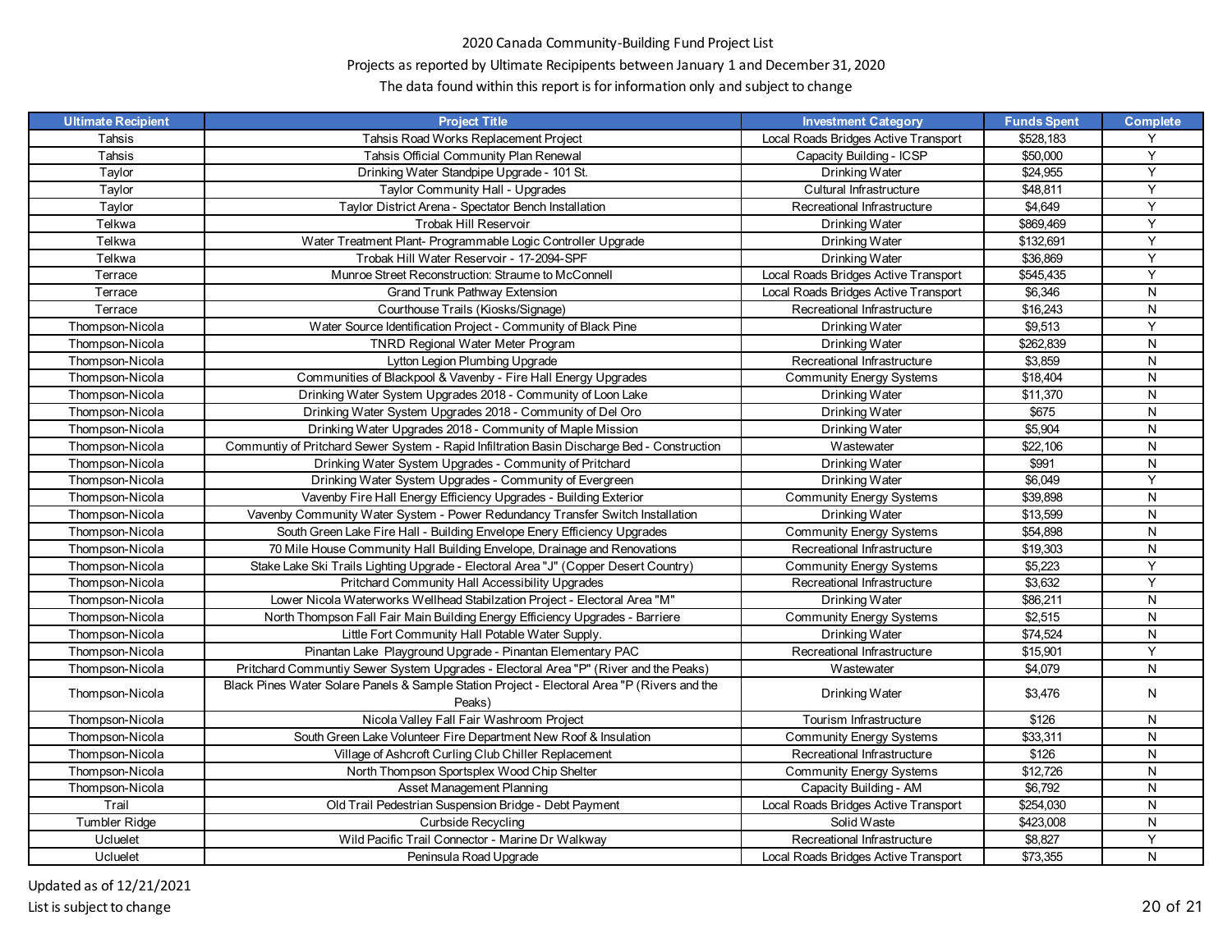2020 Canada Community-Building Fund Project List

Projects as reported by Ultimate Recipients between January 1 and December 31, 2020

The data found within this report is for information only and subject to change

| Ultimate Recipient | Project Title | Investment Category | Funds Spent | Complete |
|---|---|---|---|---|
| Tahsis | Tahsis Road Works Replacement Project | Local Roads Bridges Active Transport | $528,183 | Y |
| Tahsis | Tahsis Official Community Plan Renewal | Capacity Building - ICSP | $50,000 | Y |
| Taylor | Drinking Water Standpipe Upgrade - 101 St. | Drinking Water | $24,955 | Y |
| Taylor | Taylor Community Hall - Upgrades | Cultural Infrastructure | $48,811 | Y |
| Taylor | Taylor District Arena - Spectator Bench Installation | Recreational Infrastructure | $4,649 | Y |
| Telkwa | Trobak Hill Reservoir | Drinking Water | $869,469 | Y |
| Telkwa | Water Treatment Plant- Programmable Logic Controller Upgrade | Drinking Water | $132,691 | Y |
| Telkwa | Trobak Hill Water Reservoir - 17-2094-SPF | Drinking Water | $36,869 | Y |
| Terrace | Munroe Street Reconstruction: Straume to McConnell | Local Roads Bridges Active Transport | $545,435 | Y |
| Terrace | Grand Trunk Pathway Extension | Local Roads Bridges Active Transport | $6,346 | N |
| Terrace | Courthouse Trails (Kiosks/Signage) | Recreational Infrastructure | $16,243 | N |
| Thompson-Nicola | Water Source Identification Project - Community of Black Pine | Drinking Water | $9,513 | Y |
| Thompson-Nicola | TNRD Regional Water Meter Program | Drinking Water | $262,839 | N |
| Thompson-Nicola | Lytton Legion Plumbing Upgrade | Recreational Infrastructure | $3,859 | N |
| Thompson-Nicola | Communities of Blackpool & Vavenby - Fire Hall Energy Upgrades | Community Energy Systems | $18,404 | N |
| Thompson-Nicola | Drinking Water System Upgrades 2018 - Community of Loon Lake | Drinking Water | $11,370 | N |
| Thompson-Nicola | Drinking Water System Upgrades 2018 - Community of Del Oro | Drinking Water | $675 | N |
| Thompson-Nicola | Drinking Water Upgrades 2018 - Community of Maple Mission | Drinking Water | $5,904 | N |
| Thompson-Nicola | Communtiy of Pritchard Sewer System - Rapid Infiltration Basin Discharge Bed - Construction | Wastewater | $22,106 | N |
| Thompson-Nicola | Drinking Water System Upgrades - Community of Pritchard | Drinking Water | $991 | N |
| Thompson-Nicola | Drinking Water System Upgrades - Community of Evergreen | Drinking Water | $6,049 | Y |
| Thompson-Nicola | Vavenby Fire Hall Energy Efficiency Upgrades - Building Exterior | Community Energy Systems | $39,898 | N |
| Thompson-Nicola | Vavenby Community Water System - Power Redundancy Transfer Switch Installation | Drinking Water | $13,599 | N |
| Thompson-Nicola | South Green Lake Fire Hall - Building Envelope Enery Efficiency Upgrades | Community Energy Systems | $54,898 | N |
| Thompson-Nicola | 70 Mile House Community Hall Building Envelope, Drainage and Renovations | Recreational Infrastructure | $19,303 | N |
| Thompson-Nicola | Stake Lake Ski Trails Lighting Upgrade - Electoral Area "J" (Copper Desert Country) | Community Energy Systems | $5,223 | Y |
| Thompson-Nicola | Pritchard Community Hall Accessibility Upgrades | Recreational Infrastructure | $3,632 | Y |
| Thompson-Nicola | Lower Nicola Waterworks Wellhead Stabilzation Project - Electoral Area "M" | Drinking Water | $86,211 | N |
| Thompson-Nicola | North Thompson Fall Fair Main Building Energy Efficiency Upgrades - Barriere | Community Energy Systems | $2,515 | N |
| Thompson-Nicola | Little Fort Community Hall Potable Water Supply. | Drinking Water | $74,524 | N |
| Thompson-Nicola | Pinantan Lake Playground Upgrade - Pinantan Elementary PAC | Recreational Infrastructure | $15,901 | Y |
| Thompson-Nicola | Pritchard Communtiy Sewer System Upgrades - Electoral Area "P" (River and the Peaks) | Wastewater | $4,079 | N |
| Thompson-Nicola | Black Pines Water Solare Panels & Sample Station Project - Electoral Area "P (Rivers and the Peaks) | Drinking Water | $3,476 | N |
| Thompson-Nicola | Nicola Valley Fall Fair Washroom Project | Tourism Infrastructure | $126 | N |
| Thompson-Nicola | South Green Lake Volunteer Fire Department New Roof & Insulation | Community Energy Systems | $33,311 | N |
| Thompson-Nicola | Village of Ashcroft Curling Club Chiller Replacement | Recreational Infrastructure | $126 | N |
| Thompson-Nicola | North Thompson Sportsplex Wood Chip Shelter | Community Energy Systems | $12,726 | N |
| Thompson-Nicola | Asset Management Planning | Capacity Building - AM | $6,792 | N |
| Trail | Old Trail Pedestrian Suspension Bridge - Debt Payment | Local Roads Bridges Active Transport | $254,030 | N |
| Tumbler Ridge | Curbside Recycling | Solid Waste | $423,008 | N |
| Ucluelet | Wild Pacific Trail Connector - Marine Dr Walkway | Recreational Infrastructure | $8,827 | Y |
| Ucluelet | Peninsula Road Upgrade | Local Roads Bridges Active Transport | $73,355 | N |

Updated as of 12/21/2021

List is subject to change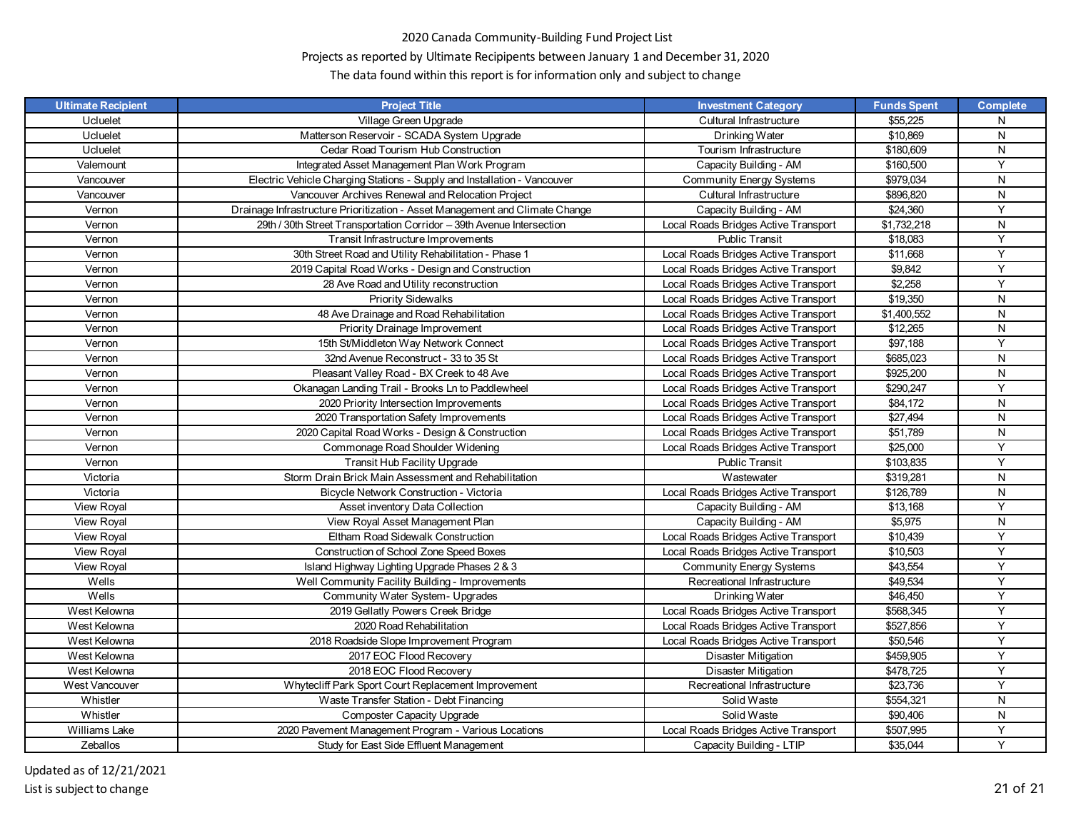2020 Canada Community-Building Fund Project List

Projects as reported by Ultimate Recipipents between January 1 and December 31, 2020

The data found within this report is for information only and subject to change

| Ultimate Recipient | Project Title | Investment Category | Funds Spent | Complete |
|---|---|---|---|---|
| Ucluelet | Village Green Upgrade | Cultural Infrastructure | $55,225 | N |
| Ucluelet | Matterson Reservoir - SCADA System Upgrade | Drinking Water | $10,869 | N |
| Ucluelet | Cedar Road Tourism Hub Construction | Tourism Infrastructure | $180,609 | N |
| Valemount | Integrated Asset Management Plan Work Program | Capacity Building - AM | $160,500 | Y |
| Vancouver | Electric Vehicle Charging Stations - Supply and Installation - Vancouver | Community Energy Systems | $979,034 | N |
| Vancouver | Vancouver Archives Renewal and Relocation Project | Cultural Infrastructure | $896,820 | N |
| Vernon | Drainage Infrastructure Prioritization - Asset Management and Climate Change | Capacity Building - AM | $24,360 | Y |
| Vernon | 29th / 30th Street Transportation Corridor – 39th Avenue Intersection | Local Roads Bridges Active Transport | $1,732,218 | N |
| Vernon | Transit Infrastructure Improvements | Public Transit | $18,083 | Y |
| Vernon | 30th Street Road and Utility Rehabilitation - Phase 1 | Local Roads Bridges Active Transport | $11,668 | Y |
| Vernon | 2019 Capital Road Works - Design and Construction | Local Roads Bridges Active Transport | $9,842 | Y |
| Vernon | 28 Ave Road and Utility reconstruction | Local Roads Bridges Active Transport | $2,258 | Y |
| Vernon | Priority Sidewalks | Local Roads Bridges Active Transport | $19,350 | N |
| Vernon | 48 Ave Drainage and Road Rehabilitation | Local Roads Bridges Active Transport | $1,400,552 | N |
| Vernon | Priority Drainage Improvement | Local Roads Bridges Active Transport | $12,265 | N |
| Vernon | 15th St/Middleton Way Network Connect | Local Roads Bridges Active Transport | $97,188 | Y |
| Vernon | 32nd Avenue Reconstruct - 33 to 35 St | Local Roads Bridges Active Transport | $685,023 | N |
| Vernon | Pleasant Valley Road - BX Creek to 48 Ave | Local Roads Bridges Active Transport | $925,200 | N |
| Vernon | Okanagan Landing Trail - Brooks Ln to Paddlewheel | Local Roads Bridges Active Transport | $290,247 | Y |
| Vernon | 2020 Priority Intersection Improvements | Local Roads Bridges Active Transport | $84,172 | N |
| Vernon | 2020 Transportation Safety Improvements | Local Roads Bridges Active Transport | $27,494 | N |
| Vernon | 2020 Capital Road Works - Design & Construction | Local Roads Bridges Active Transport | $51,789 | N |
| Vernon | Commonage Road Shoulder Widening | Local Roads Bridges Active Transport | $25,000 | Y |
| Vernon | Transit Hub Facility Upgrade | Public Transit | $103,835 | Y |
| Victoria | Storm Drain Brick Main Assessment and Rehabilitation | Wastewater | $319,281 | N |
| Victoria | Bicycle Network Construction - Victoria | Local Roads Bridges Active Transport | $126,789 | N |
| View Royal | Asset inventory Data Collection | Capacity Building - AM | $13,168 | Y |
| View Royal | View Royal Asset Management Plan | Capacity Building - AM | $5,975 | N |
| View Royal | Eltham Road Sidewalk Construction | Local Roads Bridges Active Transport | $10,439 | Y |
| View Royal | Construction of School Zone Speed Boxes | Local Roads Bridges Active Transport | $10,503 | Y |
| View Royal | Island Highway Lighting Upgrade Phases 2 & 3 | Community Energy Systems | $43,554 | Y |
| Wells | Well Community Facility Building - Improvements | Recreational Infrastructure | $49,534 | Y |
| Wells | Community Water System- Upgrades | Drinking Water | $46,450 | Y |
| West Kelowna | 2019 Gellatly Powers Creek Bridge | Local Roads Bridges Active Transport | $568,345 | Y |
| West Kelowna | 2020 Road Rehabilitation | Local Roads Bridges Active Transport | $527,856 | Y |
| West Kelowna | 2018 Roadside Slope Improvement Program | Local Roads Bridges Active Transport | $50,546 | Y |
| West Kelowna | 2017 EOC Flood Recovery | Disaster Mitigation | $459,905 | Y |
| West Kelowna | 2018 EOC Flood Recovery | Disaster Mitigation | $478,725 | Y |
| West Vancouver | Whytecliff Park Sport Court Replacement Improvement | Recreational Infrastructure | $23,736 | Y |
| Whistler | Waste Transfer Station - Debt Financing | Solid Waste | $554,321 | N |
| Whistler | Composter Capacity Upgrade | Solid Waste | $90,406 | N |
| Williams Lake | 2020 Pavement Management Program - Various Locations | Local Roads Bridges Active Transport | $507,995 | Y |
| Zeballos | Study for East Side Effluent Management | Capacity Building - LTIP | $35,044 | Y |

Updated as of 12/21/2021

List is subject to change